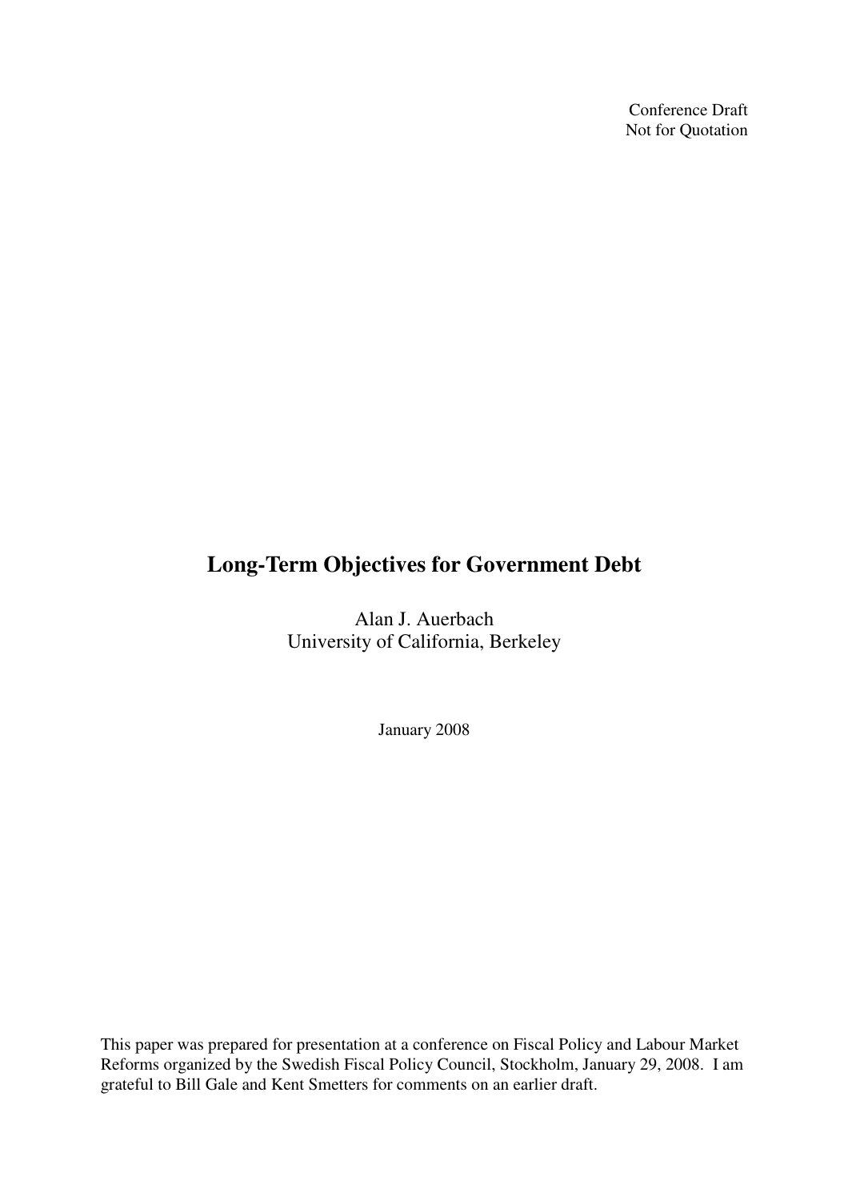Conference Draft
Not for Quotation

# Long-Term Objectives for Government Debt

Alan J. Auerbach
University of California, Berkeley

January 2008

This paper was prepared for presentation at a conference on Fiscal Policy and Labour Market Reforms organized by the Swedish Fiscal Policy Council, Stockholm, January 29, 2008. I am grateful to Bill Gale and Kent Smetters for comments on an earlier draft.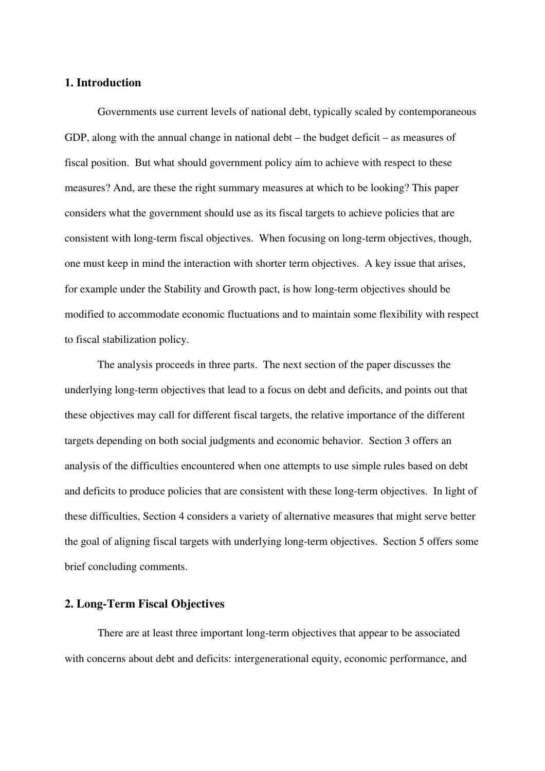## 1. Introduction

Governments use current levels of national debt, typically scaled by contemporaneous GDP, along with the annual change in national debt – the budget deficit – as measures of fiscal position. But what should government policy aim to achieve with respect to these measures? And, are these the right summary measures at which to be looking? This paper considers what the government should use as its fiscal targets to achieve policies that are consistent with long-term fiscal objectives. When focusing on long-term objectives, though, one must keep in mind the interaction with shorter term objectives. A key issue that arises, for example under the Stability and Growth pact, is how long-term objectives should be modified to accommodate economic fluctuations and to maintain some flexibility with respect to fiscal stabilization policy.

The analysis proceeds in three parts. The next section of the paper discusses the underlying long-term objectives that lead to a focus on debt and deficits, and points out that these objectives may call for different fiscal targets, the relative importance of the different targets depending on both social judgments and economic behavior. Section 3 offers an analysis of the difficulties encountered when one attempts to use simple rules based on debt and deficits to produce policies that are consistent with these long-term objectives. In light of these difficulties, Section 4 considers a variety of alternative measures that might serve better the goal of aligning fiscal targets with underlying long-term objectives. Section 5 offers some brief concluding comments.

## 2. Long-Term Fiscal Objectives

There are at least three important long-term objectives that appear to be associated with concerns about debt and deficits: intergenerational equity, economic performance, and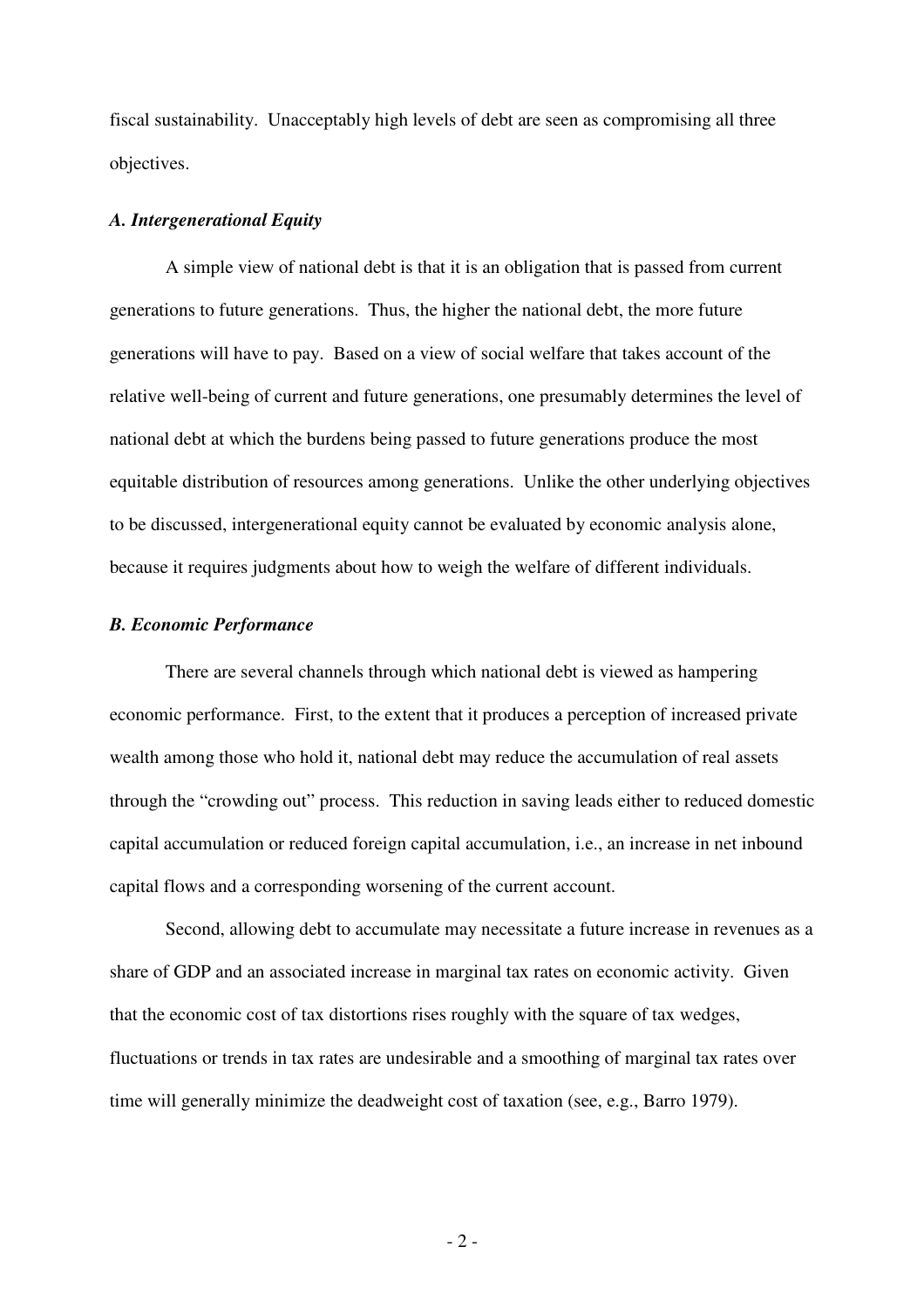fiscal sustainability. Unacceptably high levels of debt are seen as compromising all three objectives.

### *A. Intergenerational Equity*

A simple view of national debt is that it is an obligation that is passed from current generations to future generations. Thus, the higher the national debt, the more future generations will have to pay. Based on a view of social welfare that takes account of the relative well-being of current and future generations, one presumably determines the level of national debt at which the burdens being passed to future generations produce the most equitable distribution of resources among generations. Unlike the other underlying objectives to be discussed, intergenerational equity cannot be evaluated by economic analysis alone, because it requires judgments about how to weigh the welfare of different individuals.

### *B. Economic Performance*

There are several channels through which national debt is viewed as hampering economic performance. First, to the extent that it produces a perception of increased private wealth among those who hold it, national debt may reduce the accumulation of real assets through the "crowding out" process. This reduction in saving leads either to reduced domestic capital accumulation or reduced foreign capital accumulation, i.e., an increase in net inbound capital flows and a corresponding worsening of the current account.

Second, allowing debt to accumulate may necessitate a future increase in revenues as a share of GDP and an associated increase in marginal tax rates on economic activity. Given that the economic cost of tax distortions rises roughly with the square of tax wedges, fluctuations or trends in tax rates are undesirable and a smoothing of marginal tax rates over time will generally minimize the deadweight cost of taxation (see, e.g., Barro 1979).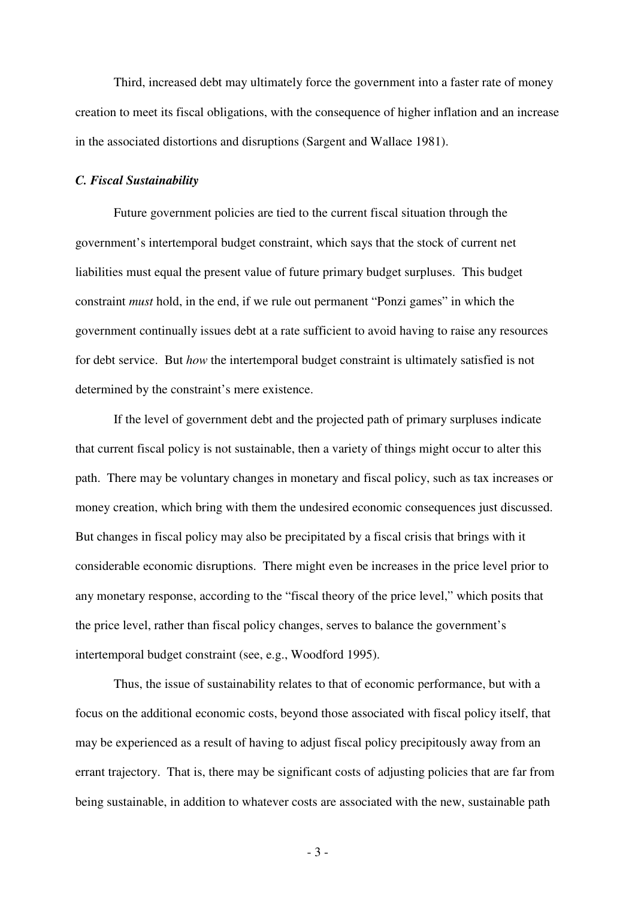Third, increased debt may ultimately force the government into a faster rate of money creation to meet its fiscal obligations, with the consequence of higher inflation and an increase in the associated distortions and disruptions (Sargent and Wallace 1981).

### *C. Fiscal Sustainability*

Future government policies are tied to the current fiscal situation through the government's intertemporal budget constraint, which says that the stock of current net liabilities must equal the present value of future primary budget surpluses. This budget constraint *must* hold, in the end, if we rule out permanent "Ponzi games" in which the government continually issues debt at a rate sufficient to avoid having to raise any resources for debt service. But *how* the intertemporal budget constraint is ultimately satisfied is not determined by the constraint's mere existence.

If the level of government debt and the projected path of primary surpluses indicate that current fiscal policy is not sustainable, then a variety of things might occur to alter this path. There may be voluntary changes in monetary and fiscal policy, such as tax increases or money creation, which bring with them the undesired economic consequences just discussed. But changes in fiscal policy may also be precipitated by a fiscal crisis that brings with it considerable economic disruptions. There might even be increases in the price level prior to any monetary response, according to the "fiscal theory of the price level," which posits that the price level, rather than fiscal policy changes, serves to balance the government's intertemporal budget constraint (see, e.g., Woodford 1995).

Thus, the issue of sustainability relates to that of economic performance, but with a focus on the additional economic costs, beyond those associated with fiscal policy itself, that may be experienced as a result of having to adjust fiscal policy precipitously away from an errant trajectory. That is, there may be significant costs of adjusting policies that are far from being sustainable, in addition to whatever costs are associated with the new, sustainable path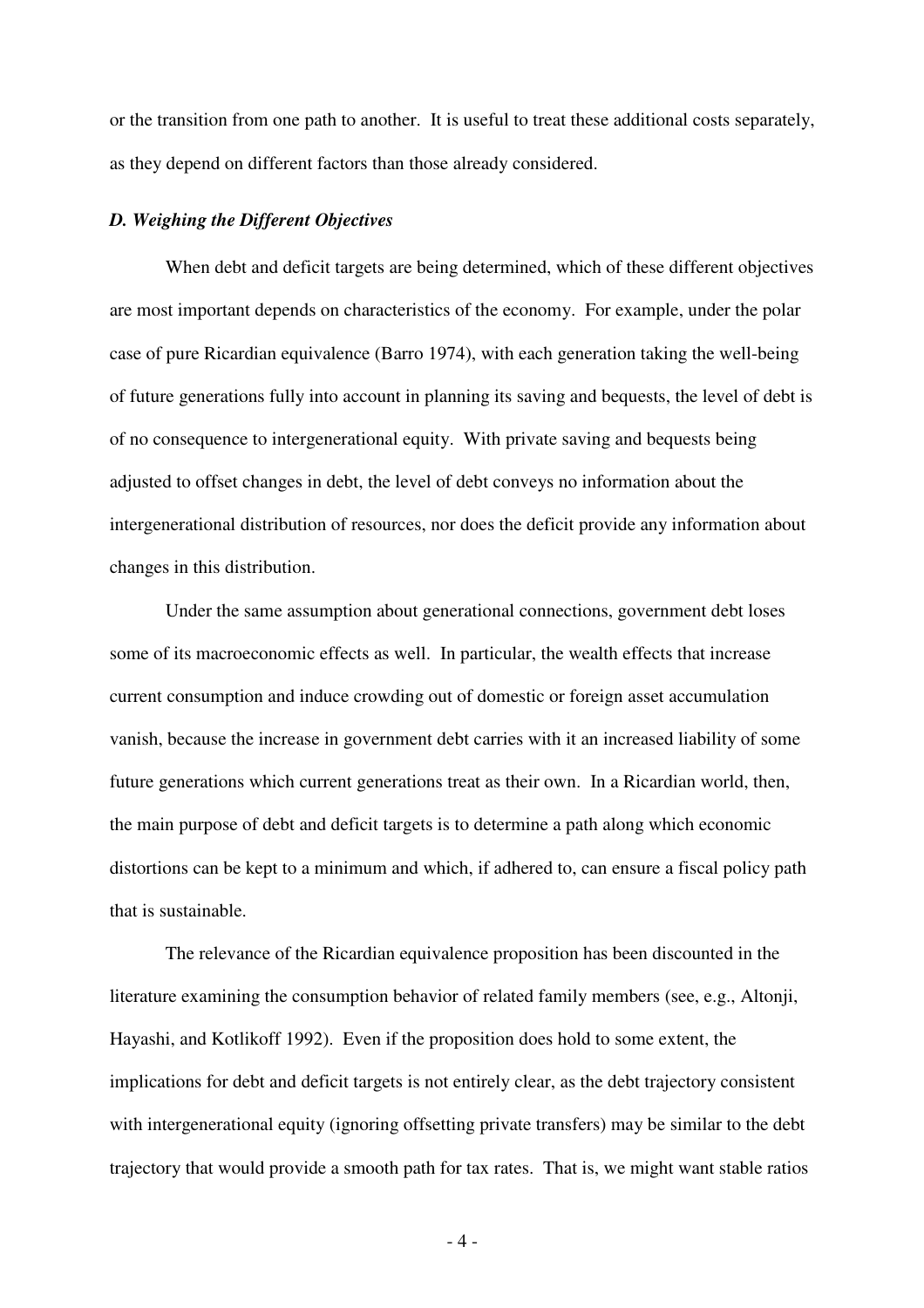or the transition from one path to another. It is useful to treat these additional costs separately, as they depend on different factors than those already considered.

### *D. Weighing the Different Objectives*

When debt and deficit targets are being determined, which of these different objectives are most important depends on characteristics of the economy. For example, under the polar case of pure Ricardian equivalence (Barro 1974), with each generation taking the well-being of future generations fully into account in planning its saving and bequests, the level of debt is of no consequence to intergenerational equity. With private saving and bequests being adjusted to offset changes in debt, the level of debt conveys no information about the intergenerational distribution of resources, nor does the deficit provide any information about changes in this distribution.

Under the same assumption about generational connections, government debt loses some of its macroeconomic effects as well. In particular, the wealth effects that increase current consumption and induce crowding out of domestic or foreign asset accumulation vanish, because the increase in government debt carries with it an increased liability of some future generations which current generations treat as their own. In a Ricardian world, then, the main purpose of debt and deficit targets is to determine a path along which economic distortions can be kept to a minimum and which, if adhered to, can ensure a fiscal policy path that is sustainable.

The relevance of the Ricardian equivalence proposition has been discounted in the literature examining the consumption behavior of related family members (see, e.g., Altonji, Hayashi, and Kotlikoff 1992). Even if the proposition does hold to some extent, the implications for debt and deficit targets is not entirely clear, as the debt trajectory consistent with intergenerational equity (ignoring offsetting private transfers) may be similar to the debt trajectory that would provide a smooth path for tax rates. That is, we might want stable ratios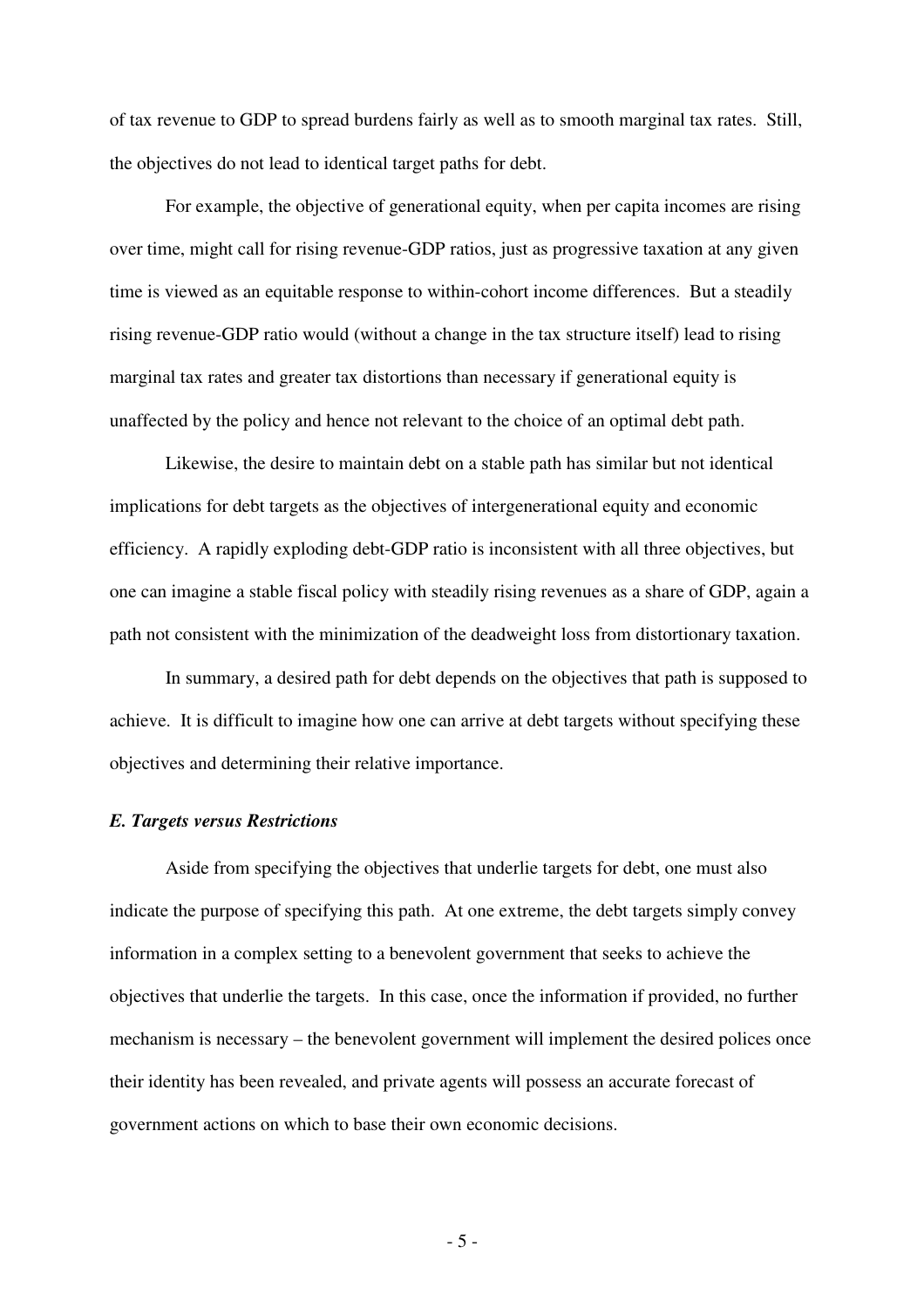of tax revenue to GDP to spread burdens fairly as well as to smooth marginal tax rates. Still, the objectives do not lead to identical target paths for debt.

For example, the objective of generational equity, when per capita incomes are rising over time, might call for rising revenue-GDP ratios, just as progressive taxation at any given time is viewed as an equitable response to within-cohort income differences. But a steadily rising revenue-GDP ratio would (without a change in the tax structure itself) lead to rising marginal tax rates and greater tax distortions than necessary if generational equity is unaffected by the policy and hence not relevant to the choice of an optimal debt path.

Likewise, the desire to maintain debt on a stable path has similar but not identical implications for debt targets as the objectives of intergenerational equity and economic efficiency. A rapidly exploding debt-GDP ratio is inconsistent with all three objectives, but one can imagine a stable fiscal policy with steadily rising revenues as a share of GDP, again a path not consistent with the minimization of the deadweight loss from distortionary taxation.

In summary, a desired path for debt depends on the objectives that path is supposed to achieve. It is difficult to imagine how one can arrive at debt targets without specifying these objectives and determining their relative importance.

### *E. Targets versus Restrictions*

Aside from specifying the objectives that underlie targets for debt, one must also indicate the purpose of specifying this path. At one extreme, the debt targets simply convey information in a complex setting to a benevolent government that seeks to achieve the objectives that underlie the targets. In this case, once the information if provided, no further mechanism is necessary – the benevolent government will implement the desired polices once their identity has been revealed, and private agents will possess an accurate forecast of government actions on which to base their own economic decisions.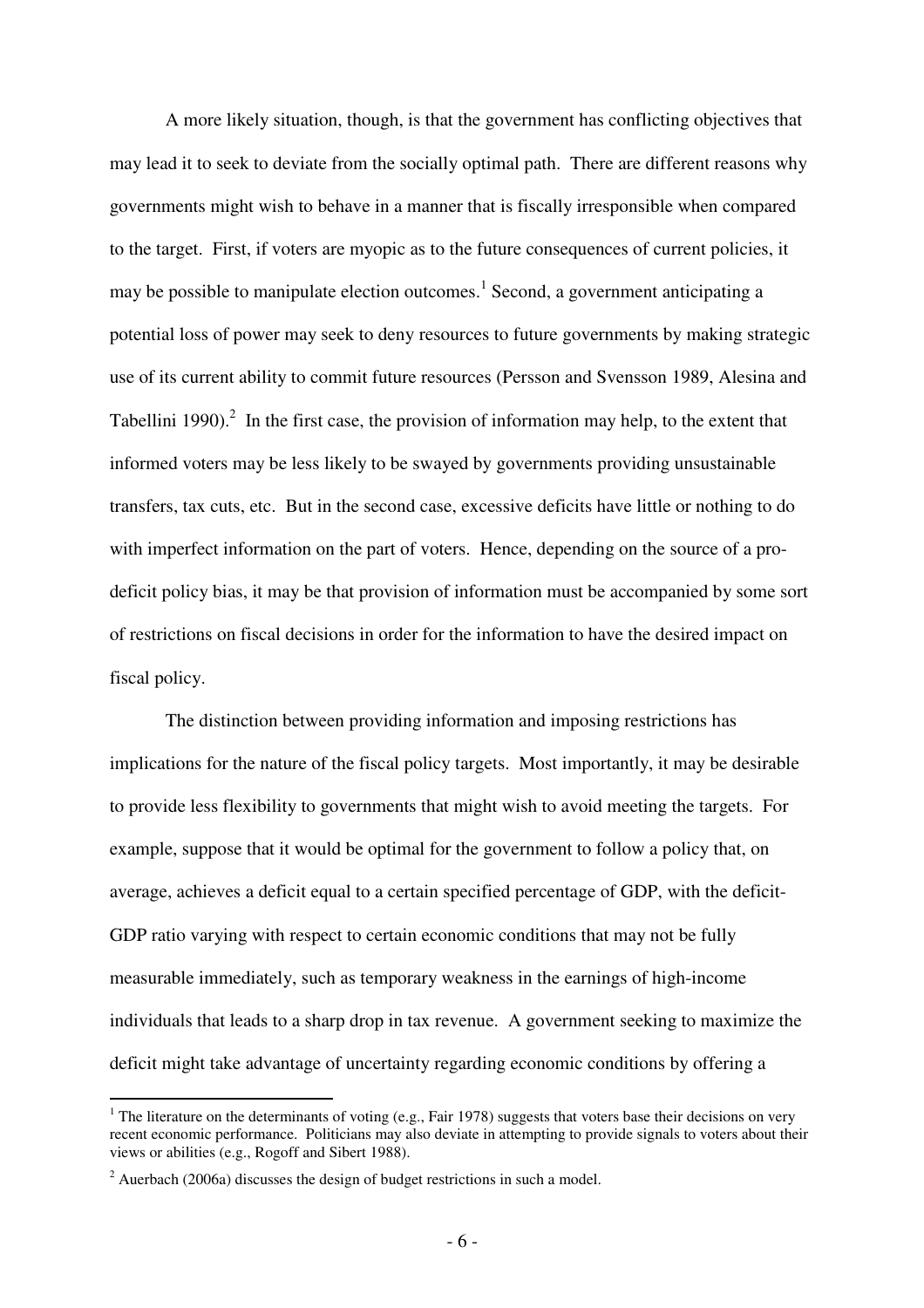A more likely situation, though, is that the government has conflicting objectives that may lead it to seek to deviate from the socially optimal path. There are different reasons why governments might wish to behave in a manner that is fiscally irresponsible when compared to the target. First, if voters are myopic as to the future consequences of current policies, it may be possible to manipulate election outcomes.[1] Second, a government anticipating a potential loss of power may seek to deny resources to future governments by making strategic use of its current ability to commit future resources (Persson and Svensson 1989, Alesina and Tabellini 1990).[2] In the first case, the provision of information may help, to the extent that informed voters may be less likely to be swayed by governments providing unsustainable transfers, tax cuts, etc. But in the second case, excessive deficits have little or nothing to do with imperfect information on the part of voters. Hence, depending on the source of a pro-deficit policy bias, it may be that provision of information must be accompanied by some sort of restrictions on fiscal decisions in order for the information to have the desired impact on fiscal policy.

The distinction between providing information and imposing restrictions has implications for the nature of the fiscal policy targets. Most importantly, it may be desirable to provide less flexibility to governments that might wish to avoid meeting the targets. For example, suppose that it would be optimal for the government to follow a policy that, on average, achieves a deficit equal to a certain specified percentage of GDP, with the deficit-GDP ratio varying with respect to certain economic conditions that may not be fully measurable immediately, such as temporary weakness in the earnings of high-income individuals that leads to a sharp drop in tax revenue. A government seeking to maximize the deficit might take advantage of uncertainty regarding economic conditions by offering a

---

[1] The literature on the determinants of voting (e.g., Fair 1978) suggests that voters base their decisions on very recent economic performance. Politicians may also deviate in attempting to provide signals to voters about their views or abilities (e.g., Rogoff and Sibert 1988).

[2] Auerbach (2006a) discusses the design of budget restrictions in such a model.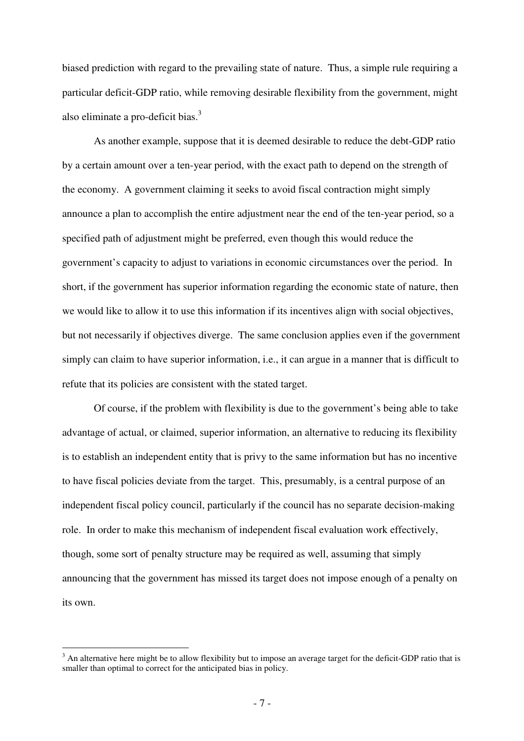biased prediction with regard to the prevailing state of nature. Thus, a simple rule requiring a particular deficit-GDP ratio, while removing desirable flexibility from the government, might also eliminate a pro-deficit bias.[3]

As another example, suppose that it is deemed desirable to reduce the debt-GDP ratio by a certain amount over a ten-year period, with the exact path to depend on the strength of the economy. A government claiming it seeks to avoid fiscal contraction might simply announce a plan to accomplish the entire adjustment near the end of the ten-year period, so a specified path of adjustment might be preferred, even though this would reduce the government's capacity to adjust to variations in economic circumstances over the period. In short, if the government has superior information regarding the economic state of nature, then we would like to allow it to use this information if its incentives align with social objectives, but not necessarily if objectives diverge. The same conclusion applies even if the government simply can claim to have superior information, i.e., it can argue in a manner that is difficult to refute that its policies are consistent with the stated target.

Of course, if the problem with flexibility is due to the government's being able to take advantage of actual, or claimed, superior information, an alternative to reducing its flexibility is to establish an independent entity that is privy to the same information but has no incentive to have fiscal policies deviate from the target. This, presumably, is a central purpose of an independent fiscal policy council, particularly if the council has no separate decision-making role. In order to make this mechanism of independent fiscal evaluation work effectively, though, some sort of penalty structure may be required as well, assuming that simply announcing that the government has missed its target does not impose enough of a penalty on its own.

[3] An alternative here might be to allow flexibility but to impose an average target for the deficit-GDP ratio that is smaller than optimal to correct for the anticipated bias in policy.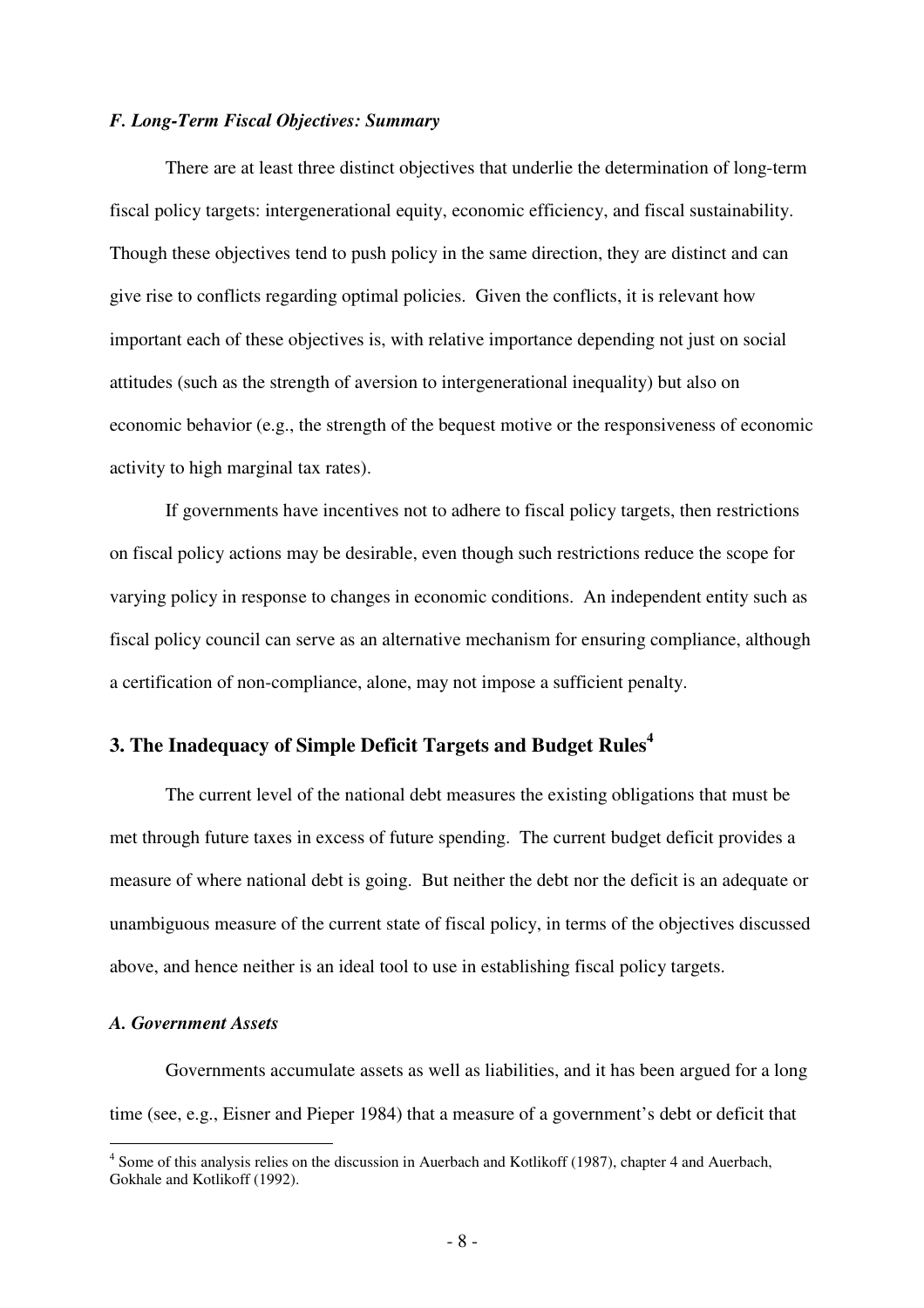### *F. Long-Term Fiscal Objectives: Summary*

There are at least three distinct objectives that underlie the determination of long-term fiscal policy targets: intergenerational equity, economic efficiency, and fiscal sustainability. Though these objectives tend to push policy in the same direction, they are distinct and can give rise to conflicts regarding optimal policies. Given the conflicts, it is relevant how important each of these objectives is, with relative importance depending not just on social attitudes (such as the strength of aversion to intergenerational inequality) but also on economic behavior (e.g., the strength of the bequest motive or the responsiveness of economic activity to high marginal tax rates).

If governments have incentives not to adhere to fiscal policy targets, then restrictions on fiscal policy actions may be desirable, even though such restrictions reduce the scope for varying policy in response to changes in economic conditions. An independent entity such as fiscal policy council can serve as an alternative mechanism for ensuring compliance, although a certification of non-compliance, alone, may not impose a sufficient penalty.

## 3. The Inadequacy of Simple Deficit Targets and Budget Rules[4]

The current level of the national debt measures the existing obligations that must be met through future taxes in excess of future spending. The current budget deficit provides a measure of where national debt is going. But neither the debt nor the deficit is an adequate or unambiguous measure of the current state of fiscal policy, in terms of the objectives discussed above, and hence neither is an ideal tool to use in establishing fiscal policy targets.

### *A. Government Assets*

Governments accumulate assets as well as liabilities, and it has been argued for a long time (see, e.g., Eisner and Pieper 1984) that a measure of a government's debt or deficit that

[4] Some of this analysis relies on the discussion in Auerbach and Kotlikoff (1987), chapter 4 and Auerbach, Gokhale and Kotlikoff (1992).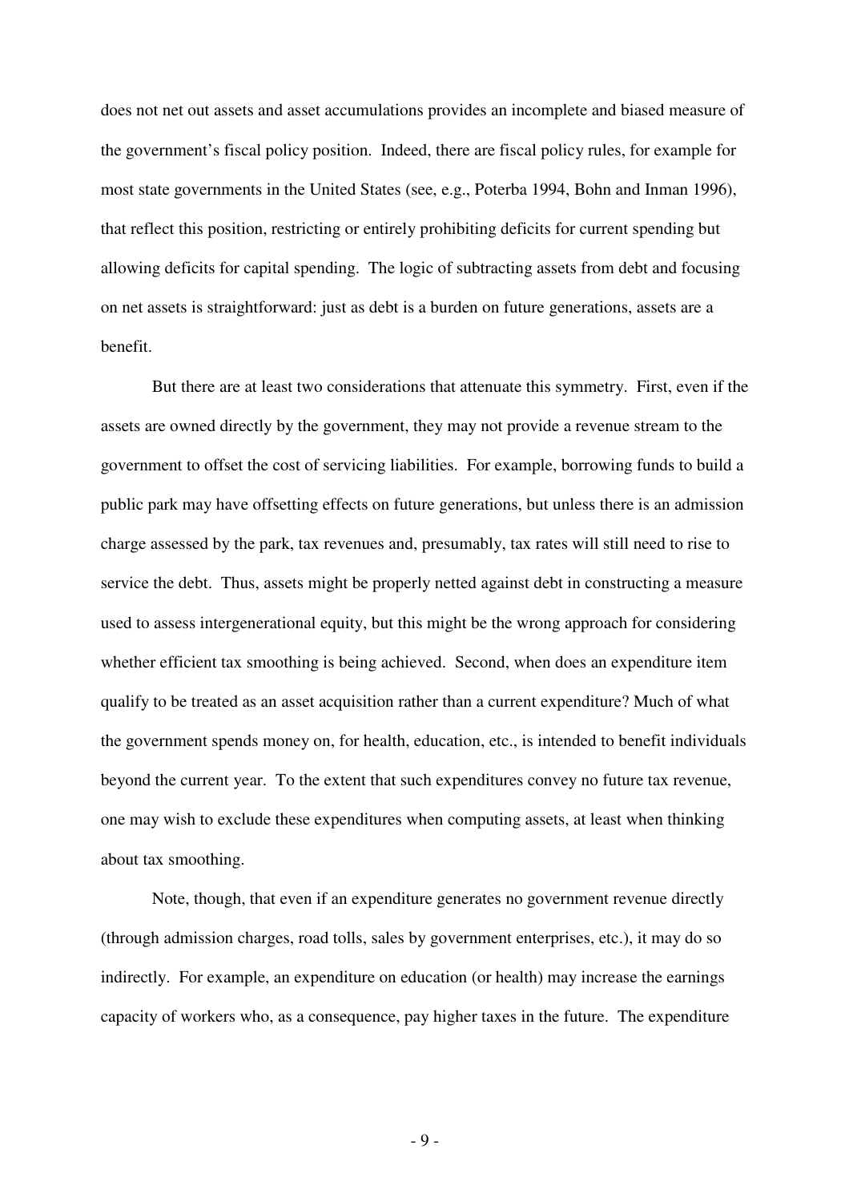does not net out assets and asset accumulations provides an incomplete and biased measure of the government's fiscal policy position. Indeed, there are fiscal policy rules, for example for most state governments in the United States (see, e.g., Poterba 1994, Bohn and Inman 1996), that reflect this position, restricting or entirely prohibiting deficits for current spending but allowing deficits for capital spending. The logic of subtracting assets from debt and focusing on net assets is straightforward: just as debt is a burden on future generations, assets are a benefit.

But there are at least two considerations that attenuate this symmetry. First, even if the assets are owned directly by the government, they may not provide a revenue stream to the government to offset the cost of servicing liabilities. For example, borrowing funds to build a public park may have offsetting effects on future generations, but unless there is an admission charge assessed by the park, tax revenues and, presumably, tax rates will still need to rise to service the debt. Thus, assets might be properly netted against debt in constructing a measure used to assess intergenerational equity, but this might be the wrong approach for considering whether efficient tax smoothing is being achieved. Second, when does an expenditure item qualify to be treated as an asset acquisition rather than a current expenditure? Much of what the government spends money on, for health, education, etc., is intended to benefit individuals beyond the current year. To the extent that such expenditures convey no future tax revenue, one may wish to exclude these expenditures when computing assets, at least when thinking about tax smoothing.

Note, though, that even if an expenditure generates no government revenue directly (through admission charges, road tolls, sales by government enterprises, etc.), it may do so indirectly. For example, an expenditure on education (or health) may increase the earnings capacity of workers who, as a consequence, pay higher taxes in the future. The expenditure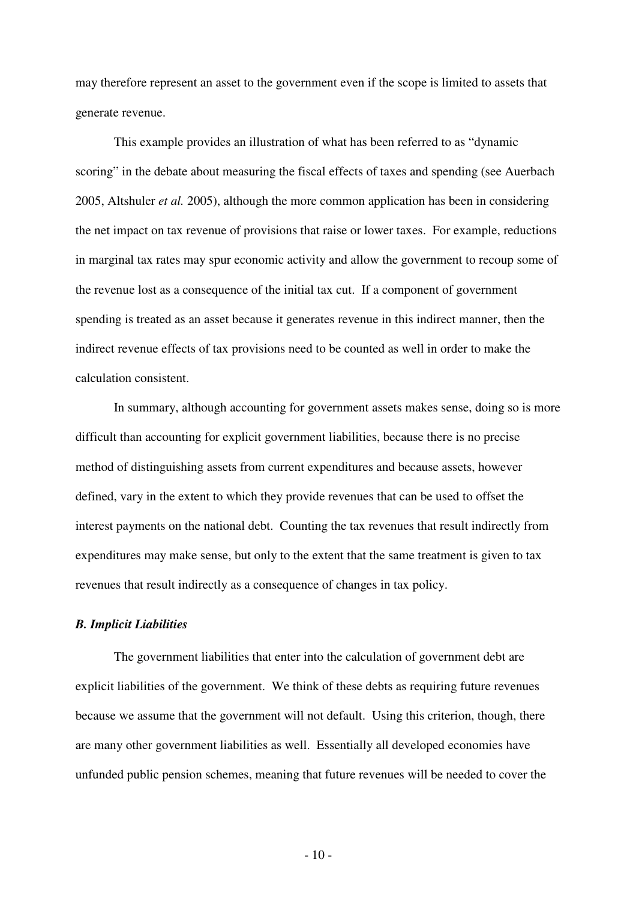may therefore represent an asset to the government even if the scope is limited to assets that generate revenue.

This example provides an illustration of what has been referred to as "dynamic scoring" in the debate about measuring the fiscal effects of taxes and spending (see Auerbach 2005, Altshuler *et al.* 2005), although the more common application has been in considering the net impact on tax revenue of provisions that raise or lower taxes. For example, reductions in marginal tax rates may spur economic activity and allow the government to recoup some of the revenue lost as a consequence of the initial tax cut. If a component of government spending is treated as an asset because it generates revenue in this indirect manner, then the indirect revenue effects of tax provisions need to be counted as well in order to make the calculation consistent.

In summary, although accounting for government assets makes sense, doing so is more difficult than accounting for explicit government liabilities, because there is no precise method of distinguishing assets from current expenditures and because assets, however defined, vary in the extent to which they provide revenues that can be used to offset the interest payments on the national debt. Counting the tax revenues that result indirectly from expenditures may make sense, but only to the extent that the same treatment is given to tax revenues that result indirectly as a consequence of changes in tax policy.

### *B. Implicit Liabilities*

The government liabilities that enter into the calculation of government debt are explicit liabilities of the government. We think of these debts as requiring future revenues because we assume that the government will not default. Using this criterion, though, there are many other government liabilities as well. Essentially all developed economies have unfunded public pension schemes, meaning that future revenues will be needed to cover the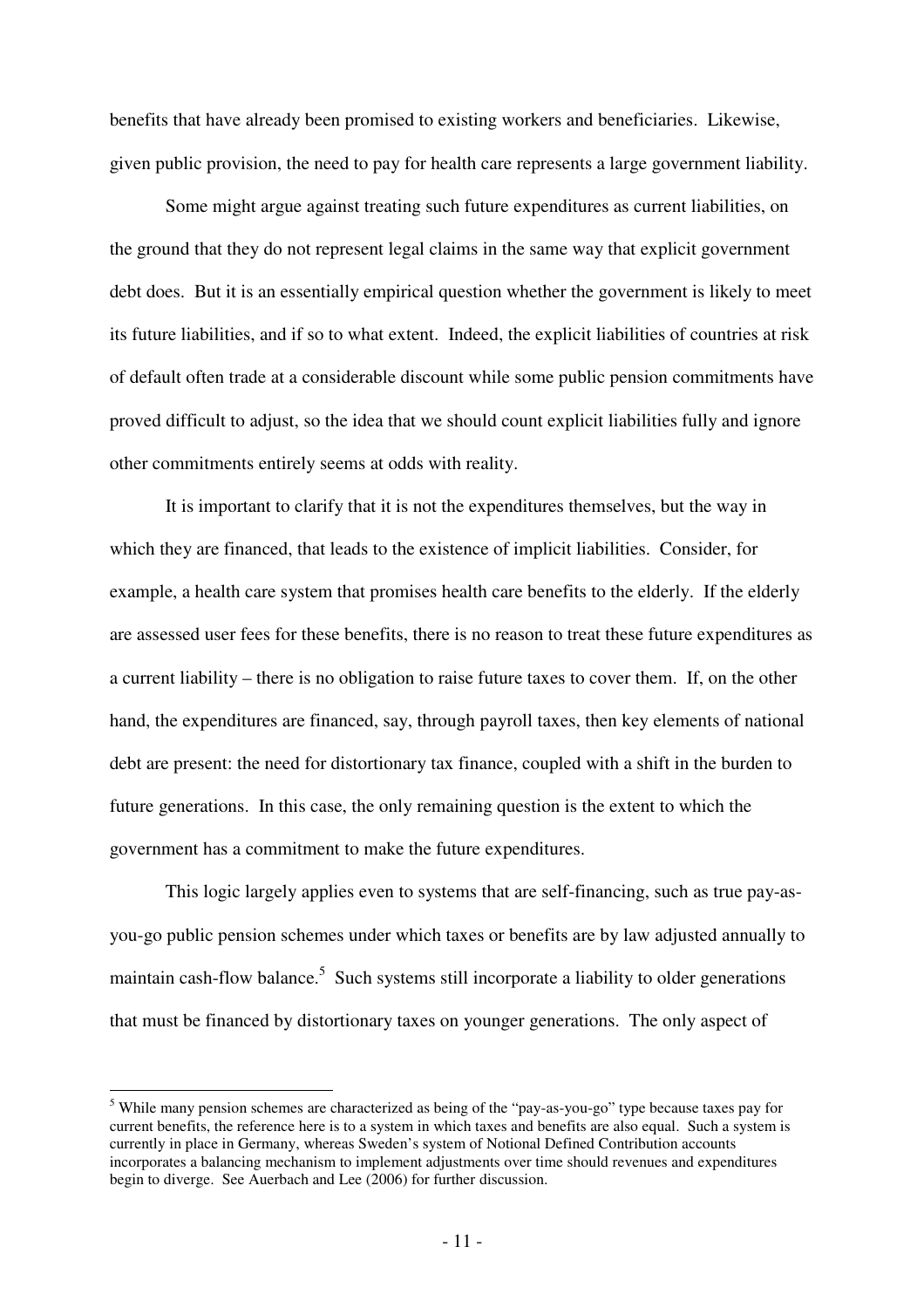benefits that have already been promised to existing workers and beneficiaries. Likewise, given public provision, the need to pay for health care represents a large government liability.

Some might argue against treating such future expenditures as current liabilities, on the ground that they do not represent legal claims in the same way that explicit government debt does. But it is an essentially empirical question whether the government is likely to meet its future liabilities, and if so to what extent. Indeed, the explicit liabilities of countries at risk of default often trade at a considerable discount while some public pension commitments have proved difficult to adjust, so the idea that we should count explicit liabilities fully and ignore other commitments entirely seems at odds with reality.

It is important to clarify that it is not the expenditures themselves, but the way in which they are financed, that leads to the existence of implicit liabilities. Consider, for example, a health care system that promises health care benefits to the elderly. If the elderly are assessed user fees for these benefits, there is no reason to treat these future expenditures as a current liability – there is no obligation to raise future taxes to cover them. If, on the other hand, the expenditures are financed, say, through payroll taxes, then key elements of national debt are present: the need for distortionary tax finance, coupled with a shift in the burden to future generations. In this case, the only remaining question is the extent to which the government has a commitment to make the future expenditures.

This logic largely applies even to systems that are self-financing, such as true pay-as-you-go public pension schemes under which taxes or benefits are by law adjusted annually to maintain cash-flow balance.[5] Such systems still incorporate a liability to older generations that must be financed by distortionary taxes on younger generations. The only aspect of

[5] While many pension schemes are characterized as being of the "pay-as-you-go" type because taxes pay for current benefits, the reference here is to a system in which taxes and benefits are also equal. Such a system is currently in place in Germany, whereas Sweden's system of Notional Defined Contribution accounts incorporates a balancing mechanism to implement adjustments over time should revenues and expenditures begin to diverge. See Auerbach and Lee (2006) for further discussion.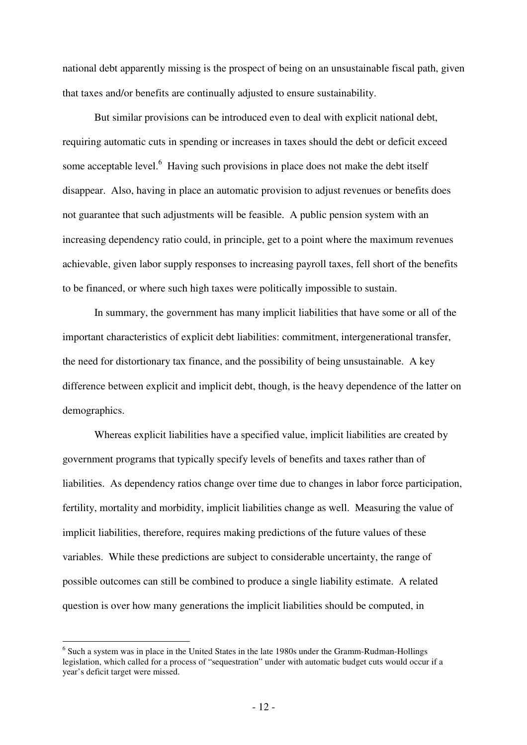national debt apparently missing is the prospect of being on an unsustainable fiscal path, given that taxes and/or benefits are continually adjusted to ensure sustainability.

But similar provisions can be introduced even to deal with explicit national debt, requiring automatic cuts in spending or increases in taxes should the debt or deficit exceed some acceptable level.[6] Having such provisions in place does not make the debt itself disappear. Also, having in place an automatic provision to adjust revenues or benefits does not guarantee that such adjustments will be feasible. A public pension system with an increasing dependency ratio could, in principle, get to a point where the maximum revenues achievable, given labor supply responses to increasing payroll taxes, fell short of the benefits to be financed, or where such high taxes were politically impossible to sustain.

In summary, the government has many implicit liabilities that have some or all of the important characteristics of explicit debt liabilities: commitment, intergenerational transfer, the need for distortionary tax finance, and the possibility of being unsustainable. A key difference between explicit and implicit debt, though, is the heavy dependence of the latter on demographics.

Whereas explicit liabilities have a specified value, implicit liabilities are created by government programs that typically specify levels of benefits and taxes rather than of liabilities. As dependency ratios change over time due to changes in labor force participation, fertility, mortality and morbidity, implicit liabilities change as well. Measuring the value of implicit liabilities, therefore, requires making predictions of the future values of these variables. While these predictions are subject to considerable uncertainty, the range of possible outcomes can still be combined to produce a single liability estimate. A related question is over how many generations the implicit liabilities should be computed, in

[6] Such a system was in place in the United States in the late 1980s under the Gramm-Rudman-Hollings legislation, which called for a process of "sequestration" under with automatic budget cuts would occur if a year's deficit target were missed.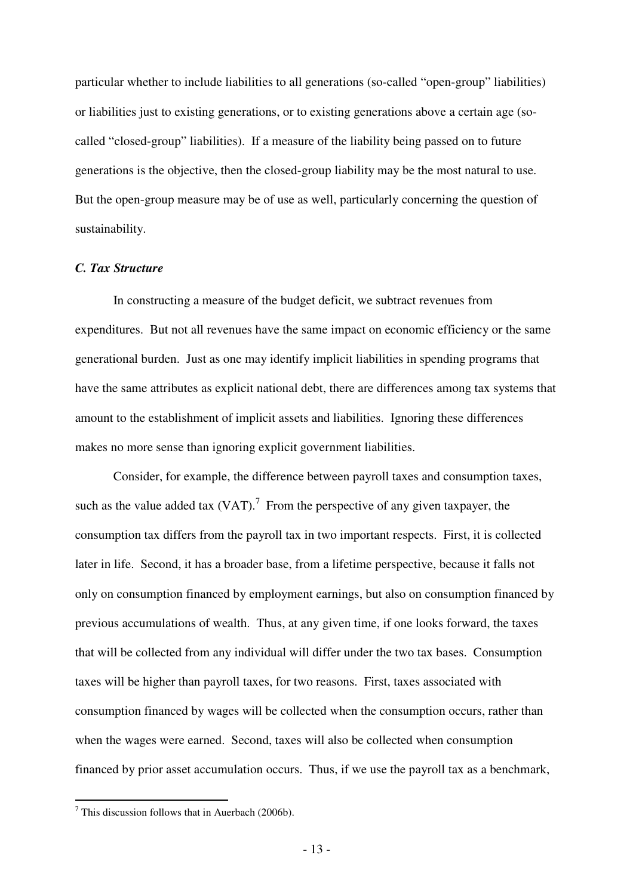particular whether to include liabilities to all generations (so-called "open-group" liabilities) or liabilities just to existing generations, or to existing generations above a certain age (so-called "closed-group" liabilities). If a measure of the liability being passed on to future generations is the objective, then the closed-group liability may be the most natural to use. But the open-group measure may be of use as well, particularly concerning the question of sustainability.

### *C. Tax Structure*

In constructing a measure of the budget deficit, we subtract revenues from expenditures. But not all revenues have the same impact on economic efficiency or the same generational burden. Just as one may identify implicit liabilities in spending programs that have the same attributes as explicit national debt, there are differences among tax systems that amount to the establishment of implicit assets and liabilities. Ignoring these differences makes no more sense than ignoring explicit government liabilities.

Consider, for example, the difference between payroll taxes and consumption taxes, such as the value added tax (VAT).[7] From the perspective of any given taxpayer, the consumption tax differs from the payroll tax in two important respects. First, it is collected later in life. Second, it has a broader base, from a lifetime perspective, because it falls not only on consumption financed by employment earnings, but also on consumption financed by previous accumulations of wealth. Thus, at any given time, if one looks forward, the taxes that will be collected from any individual will differ under the two tax bases. Consumption taxes will be higher than payroll taxes, for two reasons. First, taxes associated with consumption financed by wages will be collected when the consumption occurs, rather than when the wages were earned. Second, taxes will also be collected when consumption financed by prior asset accumulation occurs. Thus, if we use the payroll tax as a benchmark,

[7] This discussion follows that in Auerbach (2006b).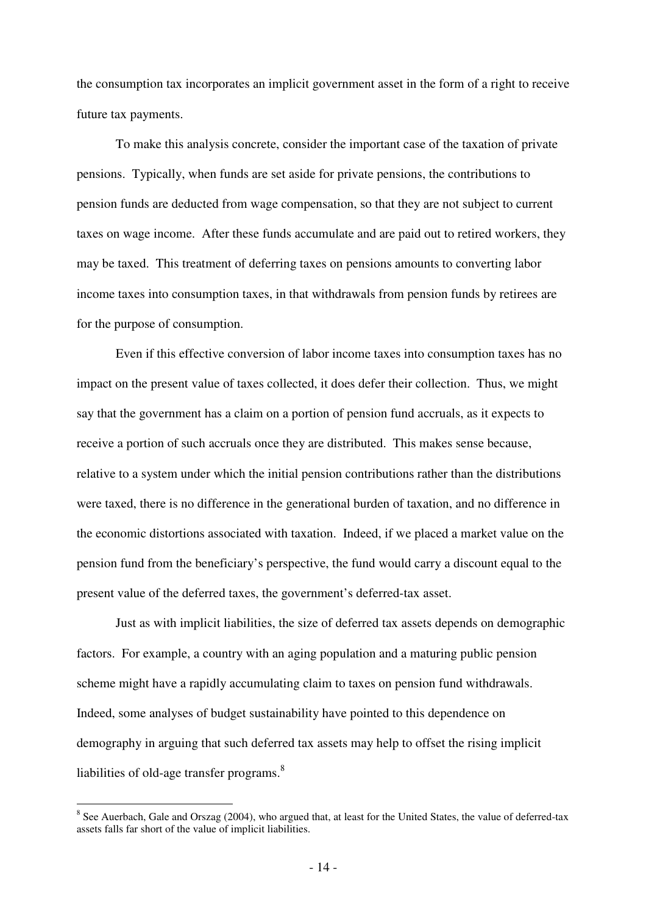the consumption tax incorporates an implicit government asset in the form of a right to receive future tax payments.

To make this analysis concrete, consider the important case of the taxation of private pensions. Typically, when funds are set aside for private pensions, the contributions to pension funds are deducted from wage compensation, so that they are not subject to current taxes on wage income. After these funds accumulate and are paid out to retired workers, they may be taxed. This treatment of deferring taxes on pensions amounts to converting labor income taxes into consumption taxes, in that withdrawals from pension funds by retirees are for the purpose of consumption.

Even if this effective conversion of labor income taxes into consumption taxes has no impact on the present value of taxes collected, it does defer their collection. Thus, we might say that the government has a claim on a portion of pension fund accruals, as it expects to receive a portion of such accruals once they are distributed. This makes sense because, relative to a system under which the initial pension contributions rather than the distributions were taxed, there is no difference in the generational burden of taxation, and no difference in the economic distortions associated with taxation. Indeed, if we placed a market value on the pension fund from the beneficiary's perspective, the fund would carry a discount equal to the present value of the deferred taxes, the government's deferred-tax asset.

Just as with implicit liabilities, the size of deferred tax assets depends on demographic factors. For example, a country with an aging population and a maturing public pension scheme might have a rapidly accumulating claim to taxes on pension fund withdrawals. Indeed, some analyses of budget sustainability have pointed to this dependence on demography in arguing that such deferred tax assets may help to offset the rising implicit liabilities of old-age transfer programs.[8]

[8] See Auerbach, Gale and Orszag (2004), who argued that, at least for the United States, the value of deferred-tax assets falls far short of the value of implicit liabilities.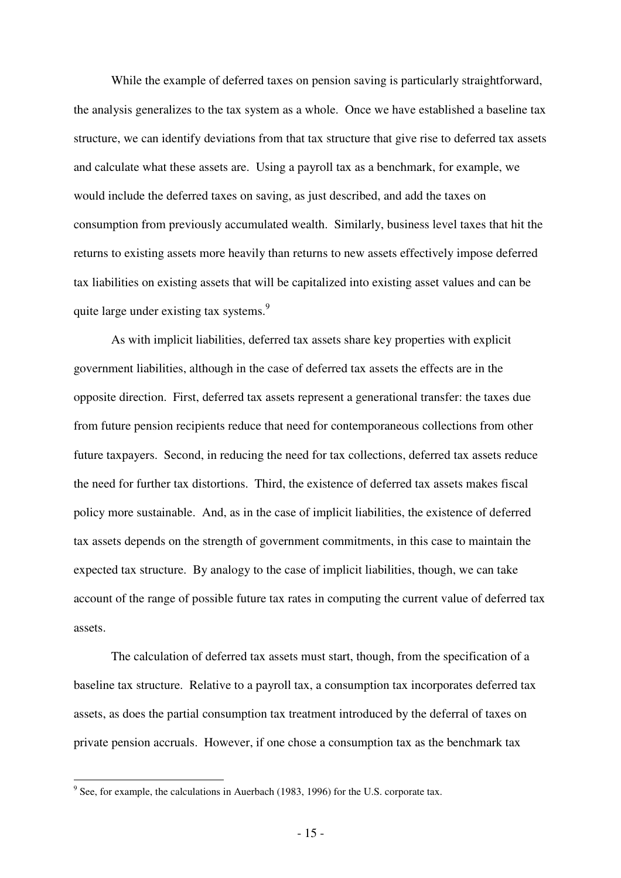While the example of deferred taxes on pension saving is particularly straightforward, the analysis generalizes to the tax system as a whole. Once we have established a baseline tax structure, we can identify deviations from that tax structure that give rise to deferred tax assets and calculate what these assets are. Using a payroll tax as a benchmark, for example, we would include the deferred taxes on saving, as just described, and add the taxes on consumption from previously accumulated wealth. Similarly, business level taxes that hit the returns to existing assets more heavily than returns to new assets effectively impose deferred tax liabilities on existing assets that will be capitalized into existing asset values and can be quite large under existing tax systems.[9]

As with implicit liabilities, deferred tax assets share key properties with explicit government liabilities, although in the case of deferred tax assets the effects are in the opposite direction. First, deferred tax assets represent a generational transfer: the taxes due from future pension recipients reduce that need for contemporaneous collections from other future taxpayers. Second, in reducing the need for tax collections, deferred tax assets reduce the need for further tax distortions. Third, the existence of deferred tax assets makes fiscal policy more sustainable. And, as in the case of implicit liabilities, the existence of deferred tax assets depends on the strength of government commitments, in this case to maintain the expected tax structure. By analogy to the case of implicit liabilities, though, we can take account of the range of possible future tax rates in computing the current value of deferred tax assets.

The calculation of deferred tax assets must start, though, from the specification of a baseline tax structure. Relative to a payroll tax, a consumption tax incorporates deferred tax assets, as does the partial consumption tax treatment introduced by the deferral of taxes on private pension accruals. However, if one chose a consumption tax as the benchmark tax

---

[9] See, for example, the calculations in Auerbach (1983, 1996) for the U.S. corporate tax.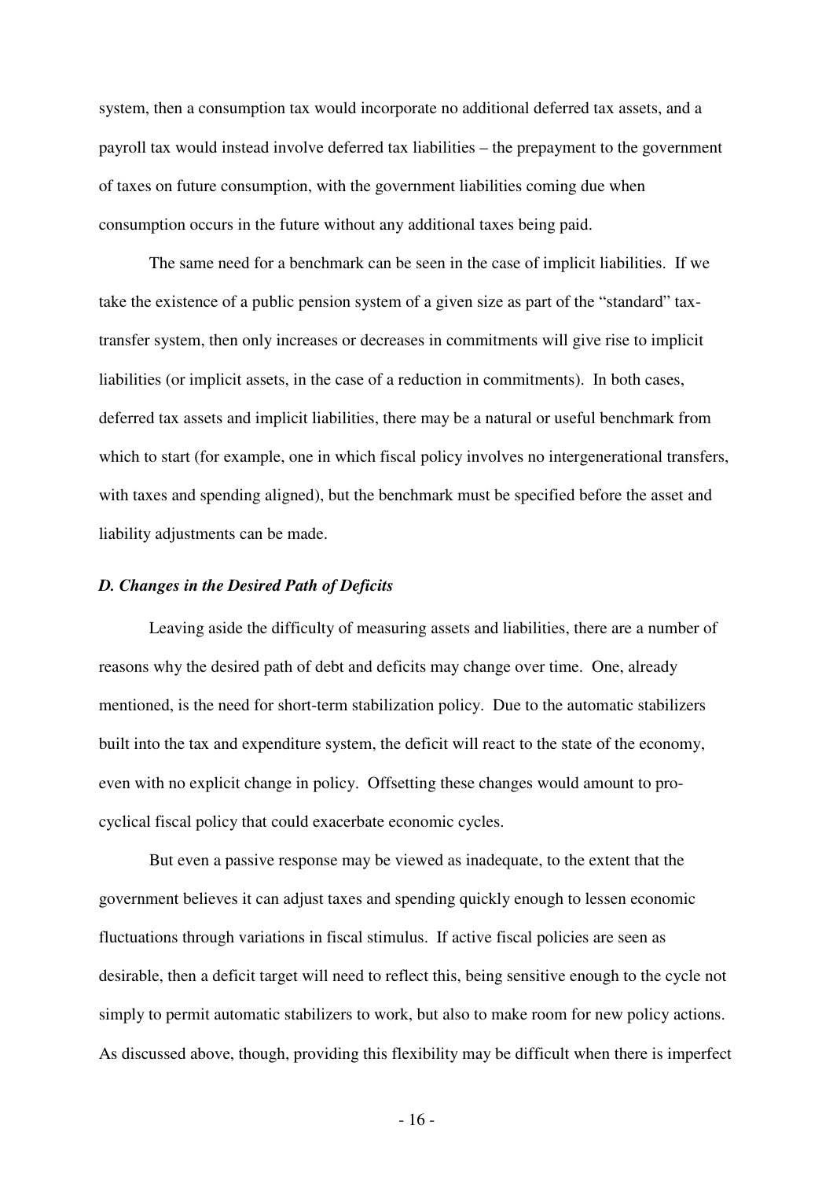system, then a consumption tax would incorporate no additional deferred tax assets, and a payroll tax would instead involve deferred tax liabilities – the prepayment to the government of taxes on future consumption, with the government liabilities coming due when consumption occurs in the future without any additional taxes being paid.

The same need for a benchmark can be seen in the case of implicit liabilities. If we take the existence of a public pension system of a given size as part of the "standard" tax-transfer system, then only increases or decreases in commitments will give rise to implicit liabilities (or implicit assets, in the case of a reduction in commitments). In both cases, deferred tax assets and implicit liabilities, there may be a natural or useful benchmark from which to start (for example, one in which fiscal policy involves no intergenerational transfers, with taxes and spending aligned), but the benchmark must be specified before the asset and liability adjustments can be made.

### *D. Changes in the Desired Path of Deficits*

Leaving aside the difficulty of measuring assets and liabilities, there are a number of reasons why the desired path of debt and deficits may change over time. One, already mentioned, is the need for short-term stabilization policy. Due to the automatic stabilizers built into the tax and expenditure system, the deficit will react to the state of the economy, even with no explicit change in policy. Offsetting these changes would amount to pro-cyclical fiscal policy that could exacerbate economic cycles.

But even a passive response may be viewed as inadequate, to the extent that the government believes it can adjust taxes and spending quickly enough to lessen economic fluctuations through variations in fiscal stimulus. If active fiscal policies are seen as desirable, then a deficit target will need to reflect this, being sensitive enough to the cycle not simply to permit automatic stabilizers to work, but also to make room for new policy actions. As discussed above, though, providing this flexibility may be difficult when there is imperfect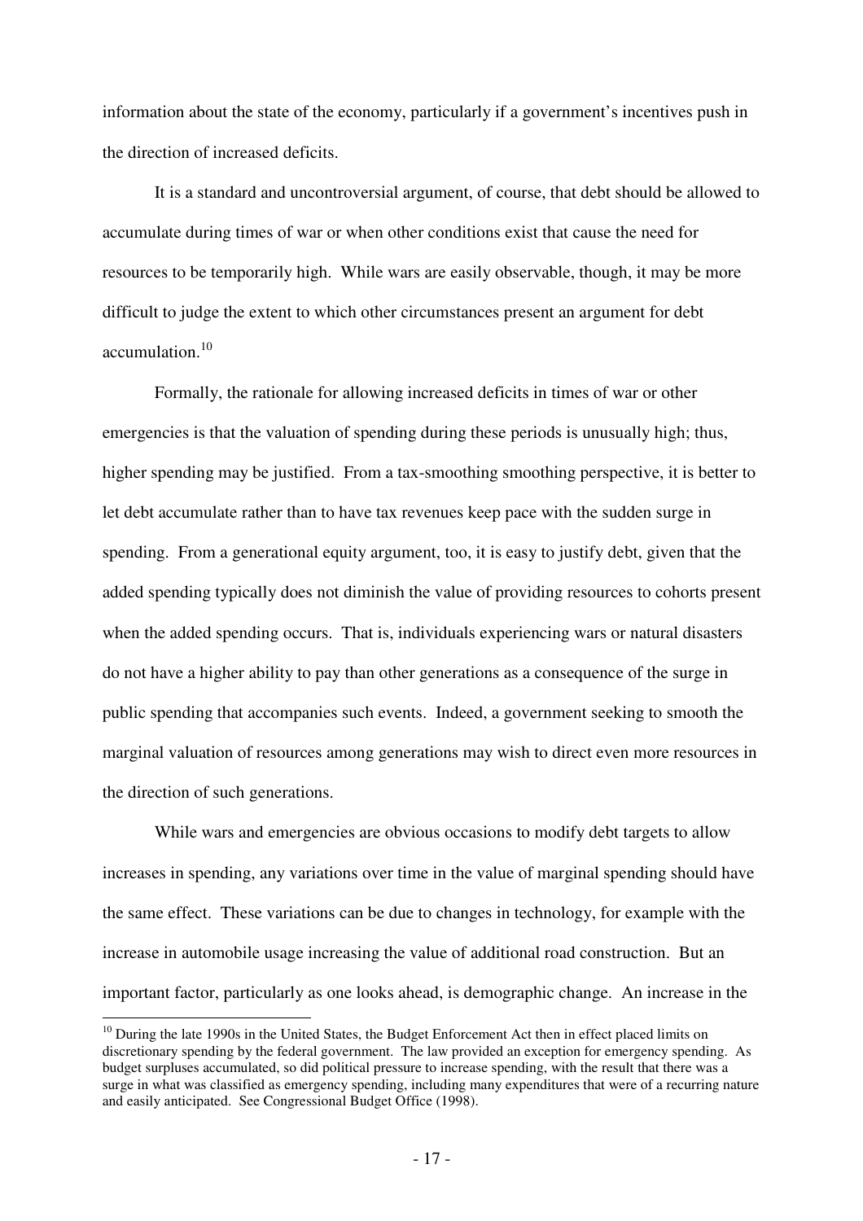information about the state of the economy, particularly if a government's incentives push in the direction of increased deficits.

It is a standard and uncontroversial argument, of course, that debt should be allowed to accumulate during times of war or when other conditions exist that cause the need for resources to be temporarily high. While wars are easily observable, though, it may be more difficult to judge the extent to which other circumstances present an argument for debt accumulation.[10]

Formally, the rationale for allowing increased deficits in times of war or other emergencies is that the valuation of spending during these periods is unusually high; thus, higher spending may be justified. From a tax-smoothing smoothing perspective, it is better to let debt accumulate rather than to have tax revenues keep pace with the sudden surge in spending. From a generational equity argument, too, it is easy to justify debt, given that the added spending typically does not diminish the value of providing resources to cohorts present when the added spending occurs. That is, individuals experiencing wars or natural disasters do not have a higher ability to pay than other generations as a consequence of the surge in public spending that accompanies such events. Indeed, a government seeking to smooth the marginal valuation of resources among generations may wish to direct even more resources in the direction of such generations.

While wars and emergencies are obvious occasions to modify debt targets to allow increases in spending, any variations over time in the value of marginal spending should have the same effect. These variations can be due to changes in technology, for example with the increase in automobile usage increasing the value of additional road construction. But an important factor, particularly as one looks ahead, is demographic change. An increase in the

[10] During the late 1990s in the United States, the Budget Enforcement Act then in effect placed limits on discretionary spending by the federal government. The law provided an exception for emergency spending. As budget surpluses accumulated, so did political pressure to increase spending, with the result that there was a surge in what was classified as emergency spending, including many expenditures that were of a recurring nature and easily anticipated. See Congressional Budget Office (1998).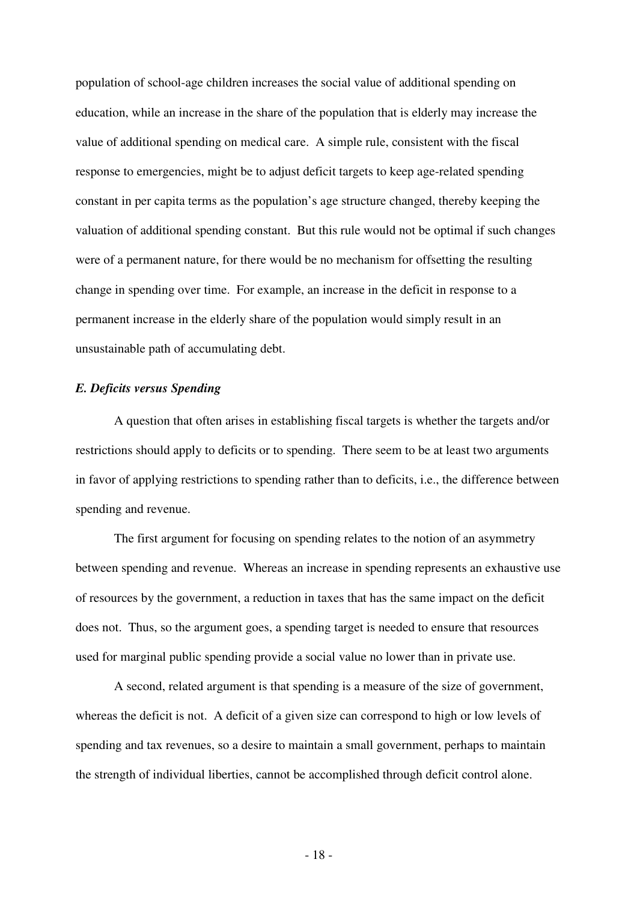population of school-age children increases the social value of additional spending on education, while an increase in the share of the population that is elderly may increase the value of additional spending on medical care. A simple rule, consistent with the fiscal response to emergencies, might be to adjust deficit targets to keep age-related spending constant in per capita terms as the population's age structure changed, thereby keeping the valuation of additional spending constant. But this rule would not be optimal if such changes were of a permanent nature, for there would be no mechanism for offsetting the resulting change in spending over time. For example, an increase in the deficit in response to a permanent increase in the elderly share of the population would simply result in an unsustainable path of accumulating debt.

### *E. Deficits versus Spending*

A question that often arises in establishing fiscal targets is whether the targets and/or restrictions should apply to deficits or to spending. There seem to be at least two arguments in favor of applying restrictions to spending rather than to deficits, i.e., the difference between spending and revenue.

The first argument for focusing on spending relates to the notion of an asymmetry between spending and revenue. Whereas an increase in spending represents an exhaustive use of resources by the government, a reduction in taxes that has the same impact on the deficit does not. Thus, so the argument goes, a spending target is needed to ensure that resources used for marginal public spending provide a social value no lower than in private use.

A second, related argument is that spending is a measure of the size of government, whereas the deficit is not. A deficit of a given size can correspond to high or low levels of spending and tax revenues, so a desire to maintain a small government, perhaps to maintain the strength of individual liberties, cannot be accomplished through deficit control alone.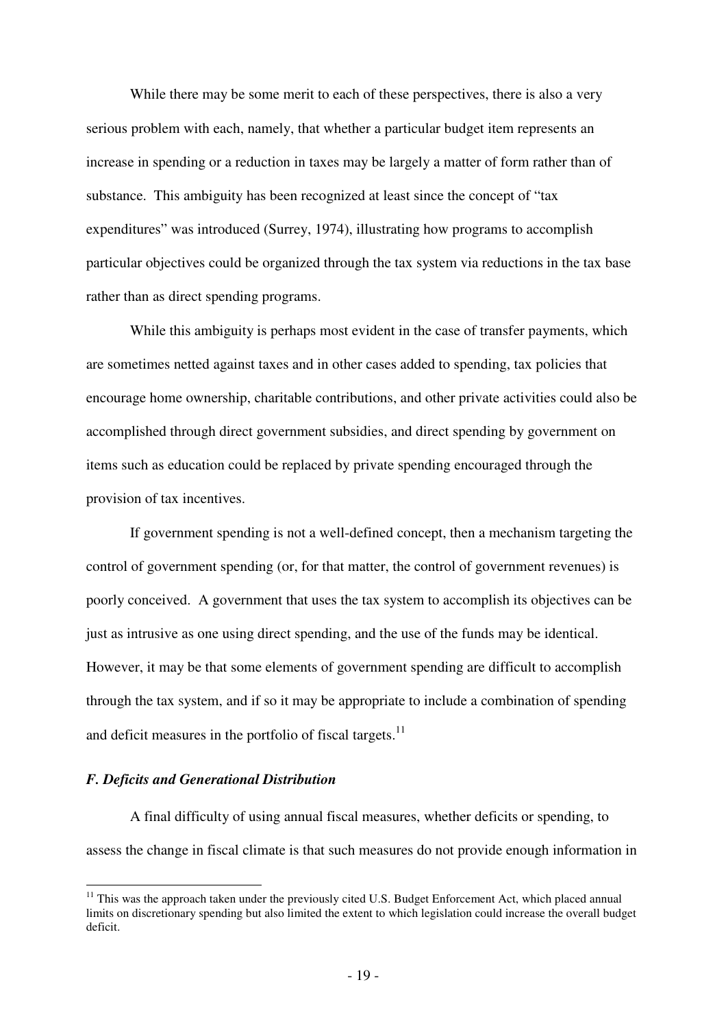While there may be some merit to each of these perspectives, there is also a very serious problem with each, namely, that whether a particular budget item represents an increase in spending or a reduction in taxes may be largely a matter of form rather than of substance. This ambiguity has been recognized at least since the concept of "tax expenditures" was introduced (Surrey, 1974), illustrating how programs to accomplish particular objectives could be organized through the tax system via reductions in the tax base rather than as direct spending programs.

While this ambiguity is perhaps most evident in the case of transfer payments, which are sometimes netted against taxes and in other cases added to spending, tax policies that encourage home ownership, charitable contributions, and other private activities could also be accomplished through direct government subsidies, and direct spending by government on items such as education could be replaced by private spending encouraged through the provision of tax incentives.

If government spending is not a well-defined concept, then a mechanism targeting the control of government spending (or, for that matter, the control of government revenues) is poorly conceived. A government that uses the tax system to accomplish its objectives can be just as intrusive as one using direct spending, and the use of the funds may be identical. However, it may be that some elements of government spending are difficult to accomplish through the tax system, and if so it may be appropriate to include a combination of spending and deficit measures in the portfolio of fiscal targets.[11]

### *F. Deficits and Generational Distribution*

A final difficulty of using annual fiscal measures, whether deficits or spending, to assess the change in fiscal climate is that such measures do not provide enough information in

[11] This was the approach taken under the previously cited U.S. Budget Enforcement Act, which placed annual limits on discretionary spending but also limited the extent to which legislation could increase the overall budget deficit.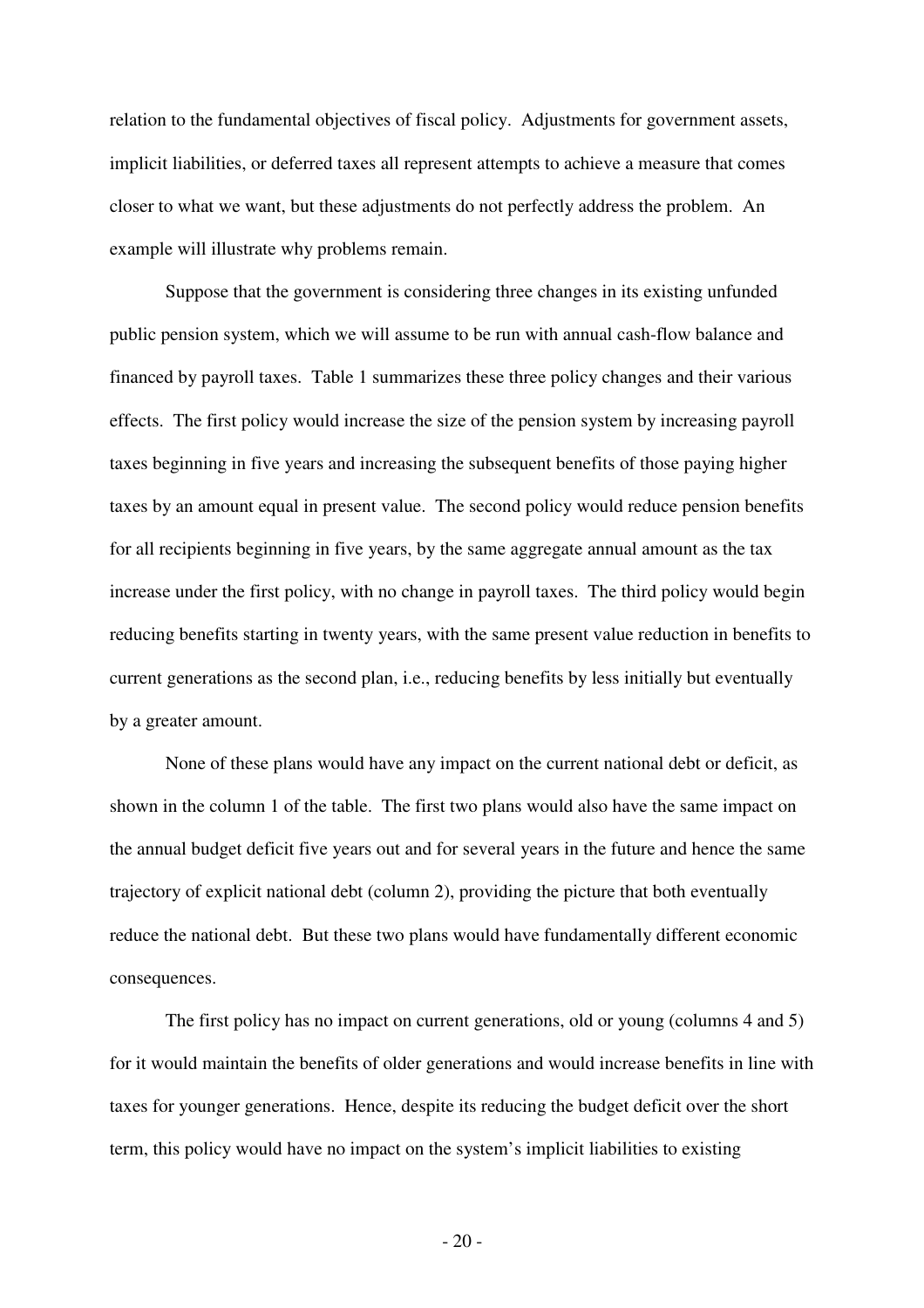relation to the fundamental objectives of fiscal policy. Adjustments for government assets, implicit liabilities, or deferred taxes all represent attempts to achieve a measure that comes closer to what we want, but these adjustments do not perfectly address the problem. An example will illustrate why problems remain.

Suppose that the government is considering three changes in its existing unfunded public pension system, which we will assume to be run with annual cash-flow balance and financed by payroll taxes. Table 1 summarizes these three policy changes and their various effects. The first policy would increase the size of the pension system by increasing payroll taxes beginning in five years and increasing the subsequent benefits of those paying higher taxes by an amount equal in present value. The second policy would reduce pension benefits for all recipients beginning in five years, by the same aggregate annual amount as the tax increase under the first policy, with no change in payroll taxes. The third policy would begin reducing benefits starting in twenty years, with the same present value reduction in benefits to current generations as the second plan, i.e., reducing benefits by less initially but eventually by a greater amount.

None of these plans would have any impact on the current national debt or deficit, as shown in the column 1 of the table. The first two plans would also have the same impact on the annual budget deficit five years out and for several years in the future and hence the same trajectory of explicit national debt (column 2), providing the picture that both eventually reduce the national debt. But these two plans would have fundamentally different economic consequences.

The first policy has no impact on current generations, old or young (columns 4 and 5) for it would maintain the benefits of older generations and would increase benefits in line with taxes for younger generations. Hence, despite its reducing the budget deficit over the short term, this policy would have no impact on the system's implicit liabilities to existing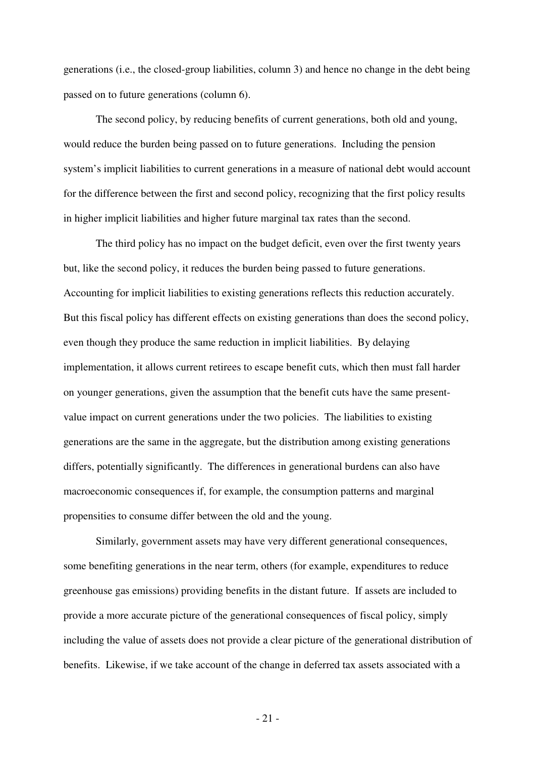generations (i.e., the closed-group liabilities, column 3) and hence no change in the debt being passed on to future generations (column 6).

The second policy, by reducing benefits of current generations, both old and young, would reduce the burden being passed on to future generations. Including the pension system's implicit liabilities to current generations in a measure of national debt would account for the difference between the first and second policy, recognizing that the first policy results in higher implicit liabilities and higher future marginal tax rates than the second.

The third policy has no impact on the budget deficit, even over the first twenty years but, like the second policy, it reduces the burden being passed to future generations. Accounting for implicit liabilities to existing generations reflects this reduction accurately. But this fiscal policy has different effects on existing generations than does the second policy, even though they produce the same reduction in implicit liabilities. By delaying implementation, it allows current retirees to escape benefit cuts, which then must fall harder on younger generations, given the assumption that the benefit cuts have the same present-value impact on current generations under the two policies. The liabilities to existing generations are the same in the aggregate, but the distribution among existing generations differs, potentially significantly. The differences in generational burdens can also have macroeconomic consequences if, for example, the consumption patterns and marginal propensities to consume differ between the old and the young.

Similarly, government assets may have very different generational consequences, some benefiting generations in the near term, others (for example, expenditures to reduce greenhouse gas emissions) providing benefits in the distant future. If assets are included to provide a more accurate picture of the generational consequences of fiscal policy, simply including the value of assets does not provide a clear picture of the generational distribution of benefits. Likewise, if we take account of the change in deferred tax assets associated with a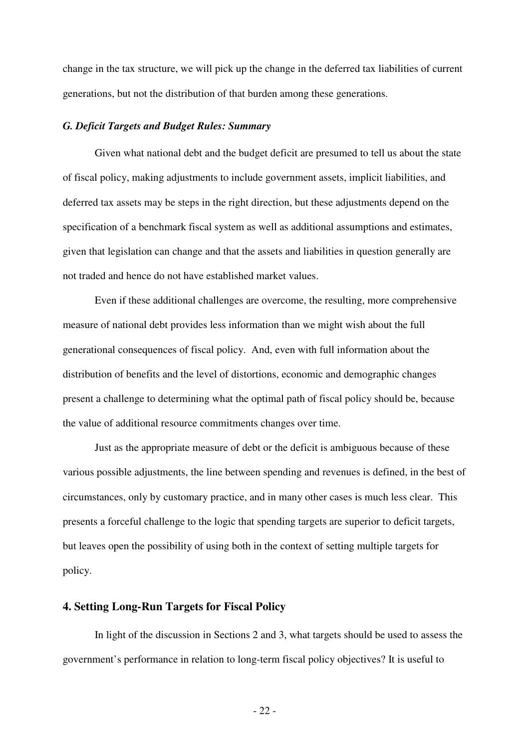change in the tax structure, we will pick up the change in the deferred tax liabilities of current generations, but not the distribution of that burden among these generations.

### *G. Deficit Targets and Budget Rules: Summary*

Given what national debt and the budget deficit are presumed to tell us about the state of fiscal policy, making adjustments to include government assets, implicit liabilities, and deferred tax assets may be steps in the right direction, but these adjustments depend on the specification of a benchmark fiscal system as well as additional assumptions and estimates, given that legislation can change and that the assets and liabilities in question generally are not traded and hence do not have established market values.

Even if these additional challenges are overcome, the resulting, more comprehensive measure of national debt provides less information than we might wish about the full generational consequences of fiscal policy. And, even with full information about the distribution of benefits and the level of distortions, economic and demographic changes present a challenge to determining what the optimal path of fiscal policy should be, because the value of additional resource commitments changes over time.

Just as the appropriate measure of debt or the deficit is ambiguous because of these various possible adjustments, the line between spending and revenues is defined, in the best of circumstances, only by customary practice, and in many other cases is much less clear. This presents a forceful challenge to the logic that spending targets are superior to deficit targets, but leaves open the possibility of using both in the context of setting multiple targets for policy.

## 4. Setting Long-Run Targets for Fiscal Policy

In light of the discussion in Sections 2 and 3, what targets should be used to assess the government's performance in relation to long-term fiscal policy objectives? It is useful to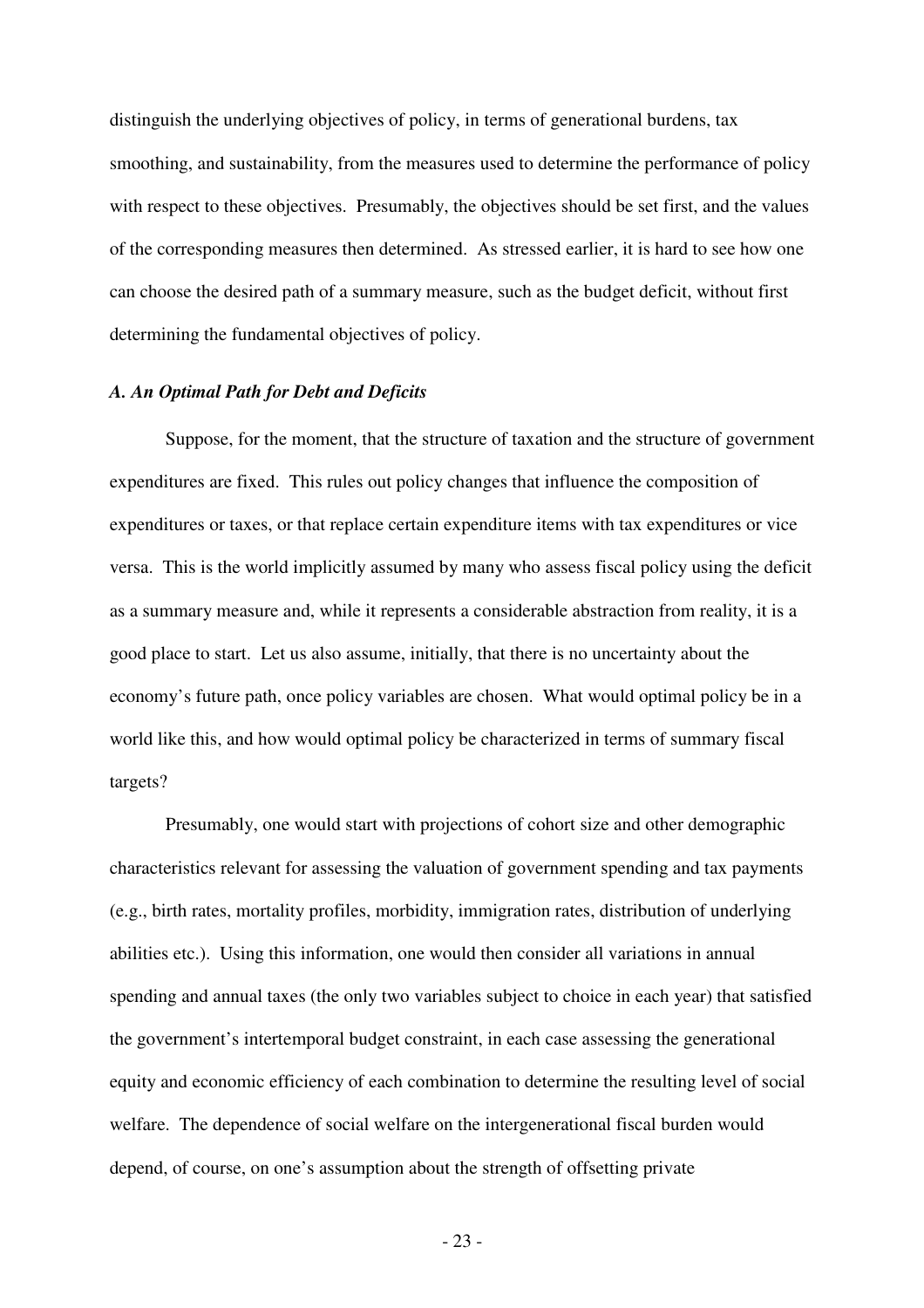distinguish the underlying objectives of policy, in terms of generational burdens, tax smoothing, and sustainability, from the measures used to determine the performance of policy with respect to these objectives. Presumably, the objectives should be set first, and the values of the corresponding measures then determined. As stressed earlier, it is hard to see how one can choose the desired path of a summary measure, such as the budget deficit, without first determining the fundamental objectives of policy.

### *A. An Optimal Path for Debt and Deficits*

Suppose, for the moment, that the structure of taxation and the structure of government expenditures are fixed. This rules out policy changes that influence the composition of expenditures or taxes, or that replace certain expenditure items with tax expenditures or vice versa. This is the world implicitly assumed by many who assess fiscal policy using the deficit as a summary measure and, while it represents a considerable abstraction from reality, it is a good place to start. Let us also assume, initially, that there is no uncertainty about the economy's future path, once policy variables are chosen. What would optimal policy be in a world like this, and how would optimal policy be characterized in terms of summary fiscal targets?

Presumably, one would start with projections of cohort size and other demographic characteristics relevant for assessing the valuation of government spending and tax payments (e.g., birth rates, mortality profiles, morbidity, immigration rates, distribution of underlying abilities etc.). Using this information, one would then consider all variations in annual spending and annual taxes (the only two variables subject to choice in each year) that satisfied the government's intertemporal budget constraint, in each case assessing the generational equity and economic efficiency of each combination to determine the resulting level of social welfare. The dependence of social welfare on the intergenerational fiscal burden would depend, of course, on one's assumption about the strength of offsetting private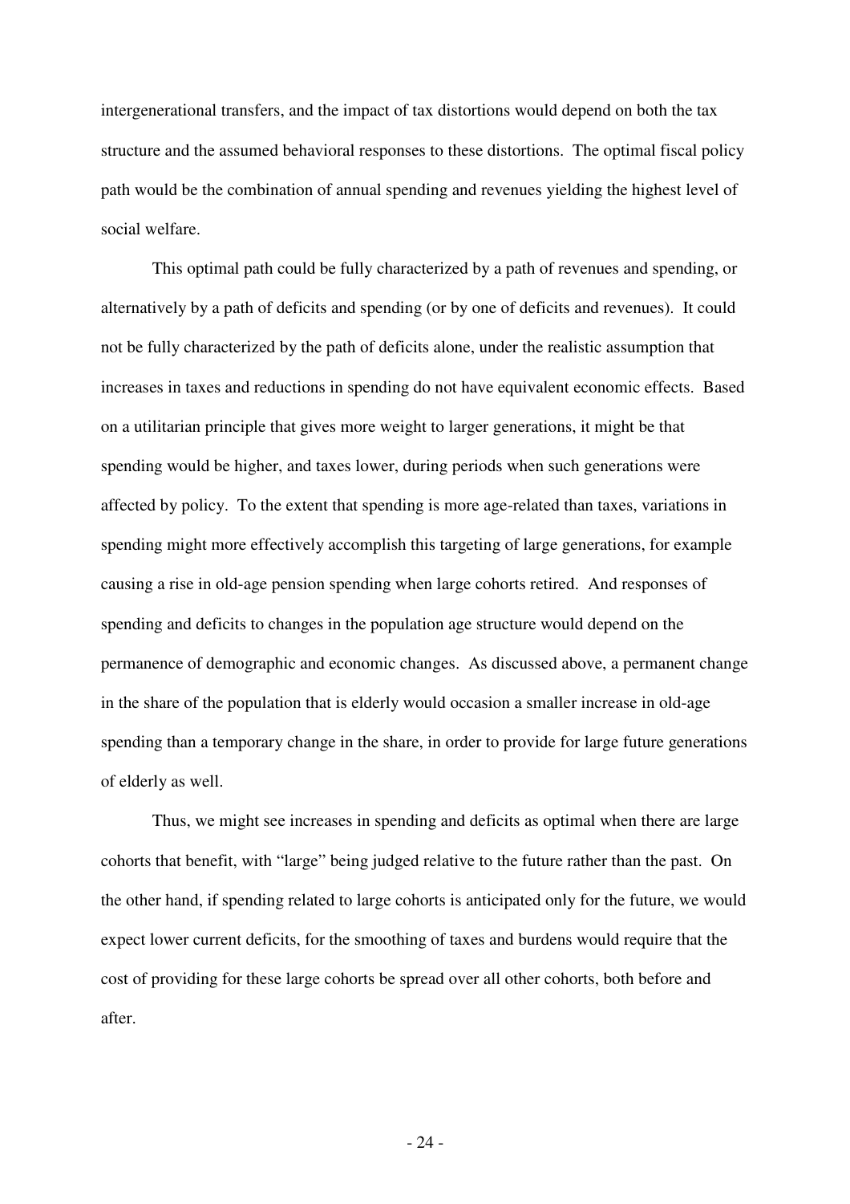intergenerational transfers, and the impact of tax distortions would depend on both the tax structure and the assumed behavioral responses to these distortions. The optimal fiscal policy path would be the combination of annual spending and revenues yielding the highest level of social welfare.

This optimal path could be fully characterized by a path of revenues and spending, or alternatively by a path of deficits and spending (or by one of deficits and revenues). It could not be fully characterized by the path of deficits alone, under the realistic assumption that increases in taxes and reductions in spending do not have equivalent economic effects. Based on a utilitarian principle that gives more weight to larger generations, it might be that spending would be higher, and taxes lower, during periods when such generations were affected by policy. To the extent that spending is more age-related than taxes, variations in spending might more effectively accomplish this targeting of large generations, for example causing a rise in old-age pension spending when large cohorts retired. And responses of spending and deficits to changes in the population age structure would depend on the permanence of demographic and economic changes. As discussed above, a permanent change in the share of the population that is elderly would occasion a smaller increase in old-age spending than a temporary change in the share, in order to provide for large future generations of elderly as well.

Thus, we might see increases in spending and deficits as optimal when there are large cohorts that benefit, with "large" being judged relative to the future rather than the past. On the other hand, if spending related to large cohorts is anticipated only for the future, we would expect lower current deficits, for the smoothing of taxes and burdens would require that the cost of providing for these large cohorts be spread over all other cohorts, both before and after.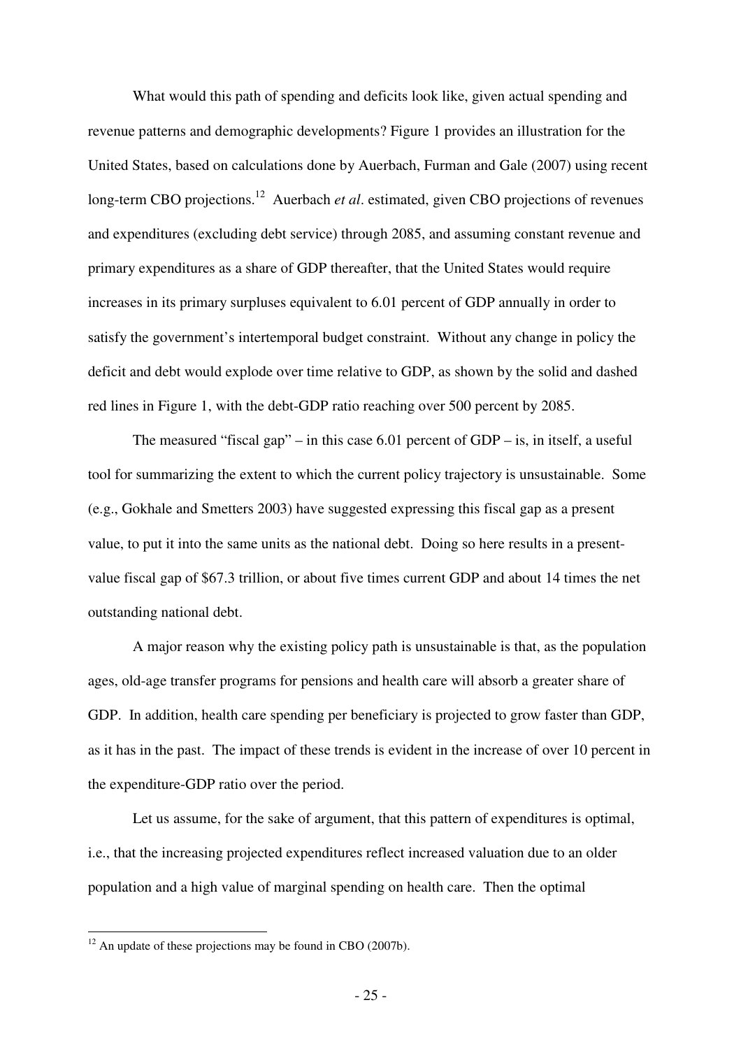What would this path of spending and deficits look like, given actual spending and revenue patterns and demographic developments? Figure 1 provides an illustration for the United States, based on calculations done by Auerbach, Furman and Gale (2007) using recent long-term CBO projections.[12] Auerbach *et al*. estimated, given CBO projections of revenues and expenditures (excluding debt service) through 2085, and assuming constant revenue and primary expenditures as a share of GDP thereafter, that the United States would require increases in its primary surpluses equivalent to 6.01 percent of GDP annually in order to satisfy the government's intertemporal budget constraint. Without any change in policy the deficit and debt would explode over time relative to GDP, as shown by the solid and dashed red lines in Figure 1, with the debt-GDP ratio reaching over 500 percent by 2085.

The measured "fiscal gap" – in this case 6.01 percent of GDP – is, in itself, a useful tool for summarizing the extent to which the current policy trajectory is unsustainable. Some (e.g., Gokhale and Smetters 2003) have suggested expressing this fiscal gap as a present value, to put it into the same units as the national debt. Doing so here results in a present-value fiscal gap of $67.3 trillion, or about five times current GDP and about 14 times the net outstanding national debt.

A major reason why the existing policy path is unsustainable is that, as the population ages, old-age transfer programs for pensions and health care will absorb a greater share of GDP. In addition, health care spending per beneficiary is projected to grow faster than GDP, as it has in the past. The impact of these trends is evident in the increase of over 10 percent in the expenditure-GDP ratio over the period.

Let us assume, for the sake of argument, that this pattern of expenditures is optimal, i.e., that the increasing projected expenditures reflect increased valuation due to an older population and a high value of marginal spending on health care. Then the optimal

[12] An update of these projections may be found in CBO (2007b).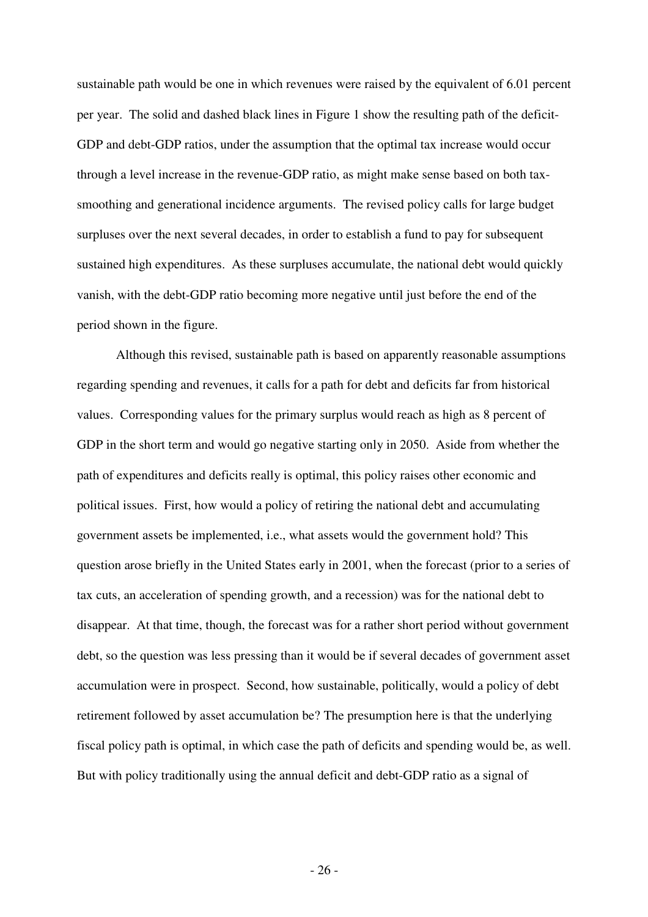sustainable path would be one in which revenues were raised by the equivalent of 6.01 percent per year. The solid and dashed black lines in Figure 1 show the resulting path of the deficit-GDP and debt-GDP ratios, under the assumption that the optimal tax increase would occur through a level increase in the revenue-GDP ratio, as might make sense based on both tax-smoothing and generational incidence arguments. The revised policy calls for large budget surpluses over the next several decades, in order to establish a fund to pay for subsequent sustained high expenditures. As these surpluses accumulate, the national debt would quickly vanish, with the debt-GDP ratio becoming more negative until just before the end of the period shown in the figure.

Although this revised, sustainable path is based on apparently reasonable assumptions regarding spending and revenues, it calls for a path for debt and deficits far from historical values. Corresponding values for the primary surplus would reach as high as 8 percent of GDP in the short term and would go negative starting only in 2050. Aside from whether the path of expenditures and deficits really is optimal, this policy raises other economic and political issues. First, how would a policy of retiring the national debt and accumulating government assets be implemented, i.e., what assets would the government hold? This question arose briefly in the United States early in 2001, when the forecast (prior to a series of tax cuts, an acceleration of spending growth, and a recession) was for the national debt to disappear. At that time, though, the forecast was for a rather short period without government debt, so the question was less pressing than it would be if several decades of government asset accumulation were in prospect. Second, how sustainable, politically, would a policy of debt retirement followed by asset accumulation be? The presumption here is that the underlying fiscal policy path is optimal, in which case the path of deficits and spending would be, as well. But with policy traditionally using the annual deficit and debt-GDP ratio as a signal of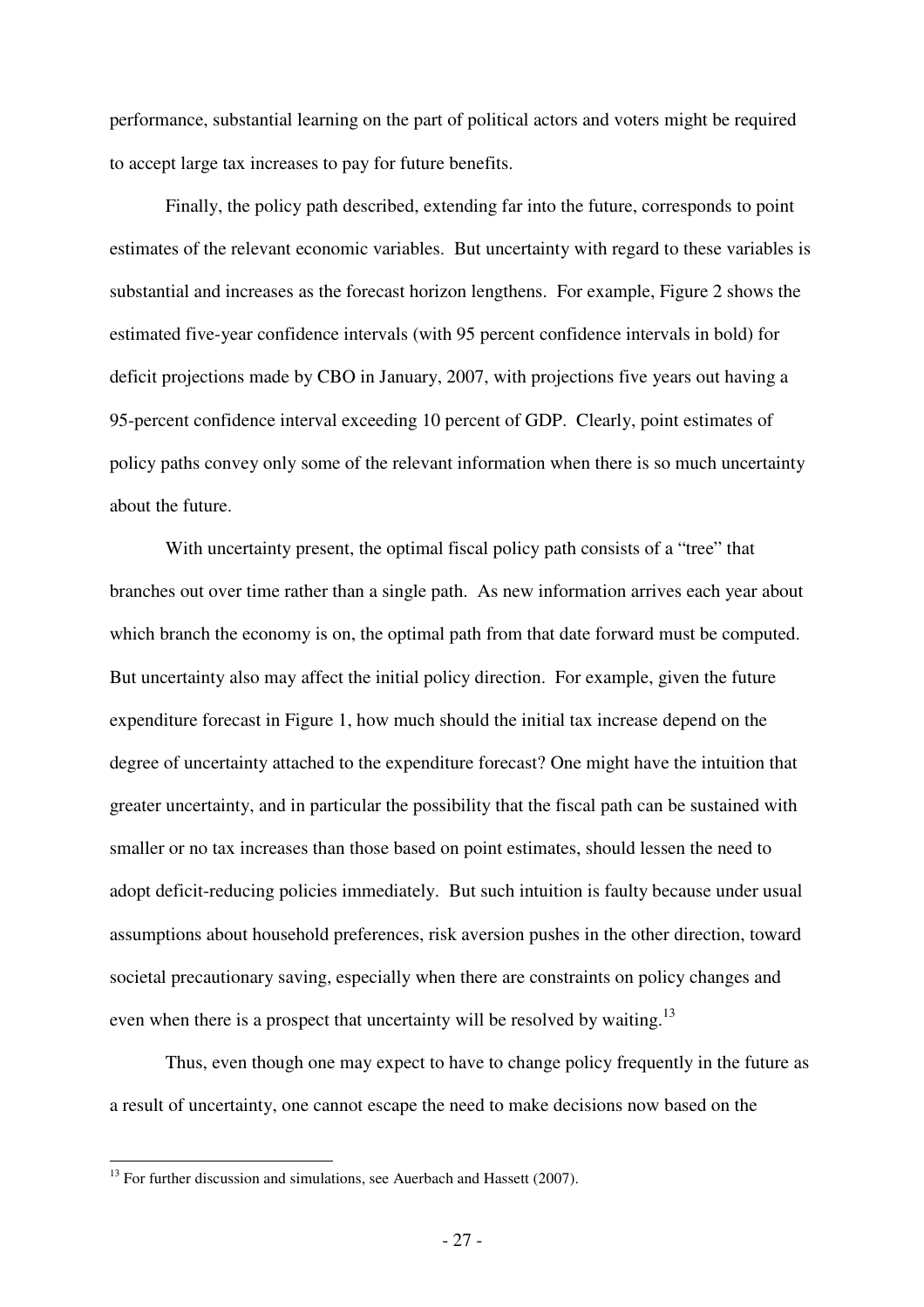performance, substantial learning on the part of political actors and voters might be required to accept large tax increases to pay for future benefits.

Finally, the policy path described, extending far into the future, corresponds to point estimates of the relevant economic variables. But uncertainty with regard to these variables is substantial and increases as the forecast horizon lengthens. For example, Figure 2 shows the estimated five-year confidence intervals (with 95 percent confidence intervals in bold) for deficit projections made by CBO in January, 2007, with projections five years out having a 95-percent confidence interval exceeding 10 percent of GDP. Clearly, point estimates of policy paths convey only some of the relevant information when there is so much uncertainty about the future.

With uncertainty present, the optimal fiscal policy path consists of a "tree" that branches out over time rather than a single path. As new information arrives each year about which branch the economy is on, the optimal path from that date forward must be computed. But uncertainty also may affect the initial policy direction. For example, given the future expenditure forecast in Figure 1, how much should the initial tax increase depend on the degree of uncertainty attached to the expenditure forecast? One might have the intuition that greater uncertainty, and in particular the possibility that the fiscal path can be sustained with smaller or no tax increases than those based on point estimates, should lessen the need to adopt deficit-reducing policies immediately. But such intuition is faulty because under usual assumptions about household preferences, risk aversion pushes in the other direction, toward societal precautionary saving, especially when there are constraints on policy changes and even when there is a prospect that uncertainty will be resolved by waiting.[13]

Thus, even though one may expect to have to change policy frequently in the future as a result of uncertainty, one cannot escape the need to make decisions now based on the

[13] For further discussion and simulations, see Auerbach and Hassett (2007).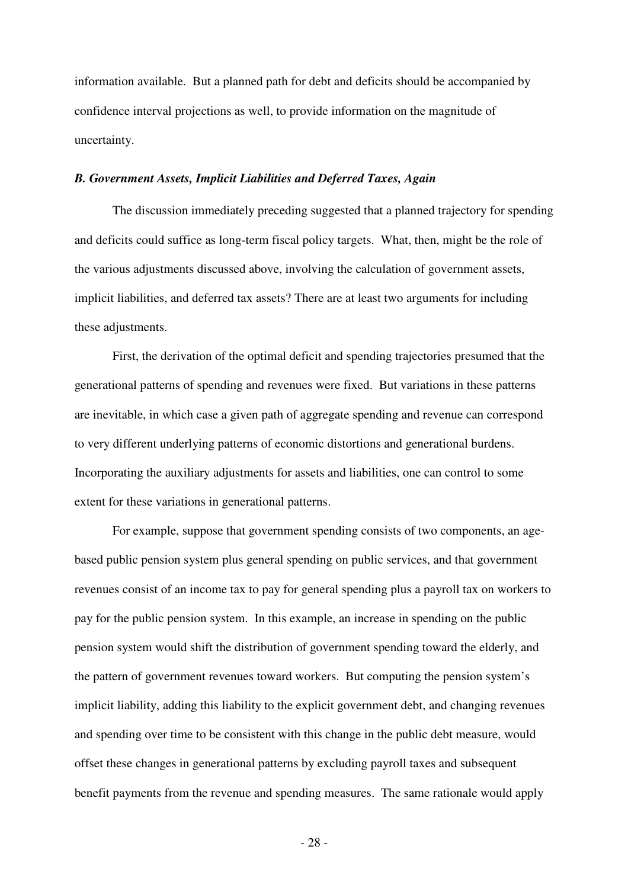information available. But a planned path for debt and deficits should be accompanied by confidence interval projections as well, to provide information on the magnitude of uncertainty.

### *B. Government Assets, Implicit Liabilities and Deferred Taxes, Again*

The discussion immediately preceding suggested that a planned trajectory for spending and deficits could suffice as long-term fiscal policy targets. What, then, might be the role of the various adjustments discussed above, involving the calculation of government assets, implicit liabilities, and deferred tax assets? There are at least two arguments for including these adjustments.

First, the derivation of the optimal deficit and spending trajectories presumed that the generational patterns of spending and revenues were fixed. But variations in these patterns are inevitable, in which case a given path of aggregate spending and revenue can correspond to very different underlying patterns of economic distortions and generational burdens. Incorporating the auxiliary adjustments for assets and liabilities, one can control to some extent for these variations in generational patterns.

For example, suppose that government spending consists of two components, an age-based public pension system plus general spending on public services, and that government revenues consist of an income tax to pay for general spending plus a payroll tax on workers to pay for the public pension system. In this example, an increase in spending on the public pension system would shift the distribution of government spending toward the elderly, and the pattern of government revenues toward workers. But computing the pension system's implicit liability, adding this liability to the explicit government debt, and changing revenues and spending over time to be consistent with this change in the public debt measure, would offset these changes in generational patterns by excluding payroll taxes and subsequent benefit payments from the revenue and spending measures. The same rationale would apply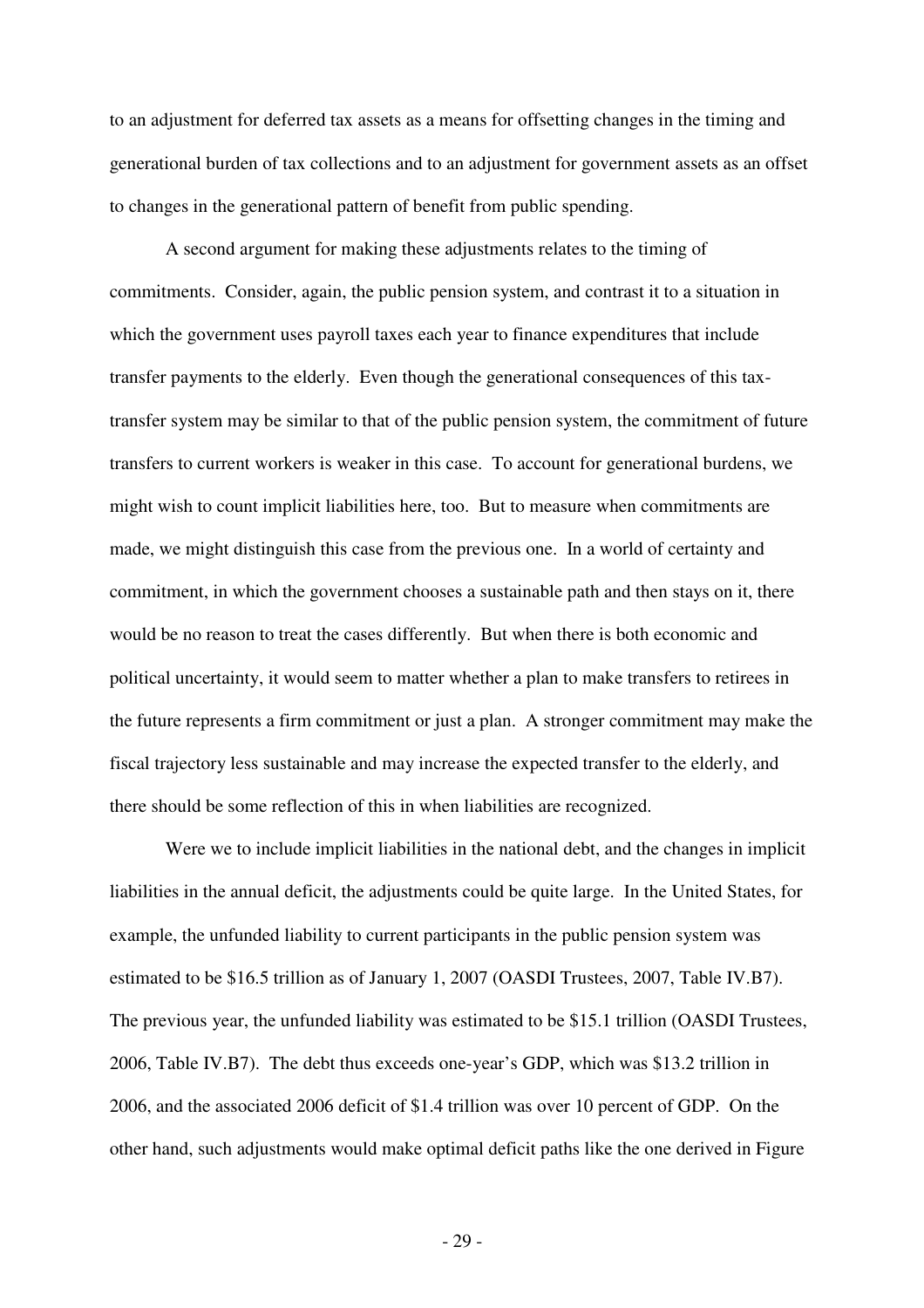to an adjustment for deferred tax assets as a means for offsetting changes in the timing and generational burden of tax collections and to an adjustment for government assets as an offset to changes in the generational pattern of benefit from public spending.

A second argument for making these adjustments relates to the timing of commitments. Consider, again, the public pension system, and contrast it to a situation in which the government uses payroll taxes each year to finance expenditures that include transfer payments to the elderly. Even though the generational consequences of this tax-transfer system may be similar to that of the public pension system, the commitment of future transfers to current workers is weaker in this case. To account for generational burdens, we might wish to count implicit liabilities here, too. But to measure when commitments are made, we might distinguish this case from the previous one. In a world of certainty and commitment, in which the government chooses a sustainable path and then stays on it, there would be no reason to treat the cases differently. But when there is both economic and political uncertainty, it would seem to matter whether a plan to make transfers to retirees in the future represents a firm commitment or just a plan. A stronger commitment may make the fiscal trajectory less sustainable and may increase the expected transfer to the elderly, and there should be some reflection of this in when liabilities are recognized.

Were we to include implicit liabilities in the national debt, and the changes in implicit liabilities in the annual deficit, the adjustments could be quite large. In the United States, for example, the unfunded liability to current participants in the public pension system was estimated to be \$16.5 trillion as of January 1, 2007 (OASDI Trustees, 2007, Table IV.B7). The previous year, the unfunded liability was estimated to be \$15.1 trillion (OASDI Trustees, 2006, Table IV.B7). The debt thus exceeds one-year's GDP, which was \$13.2 trillion in 2006, and the associated 2006 deficit of \$1.4 trillion was over 10 percent of GDP. On the other hand, such adjustments would make optimal deficit paths like the one derived in Figure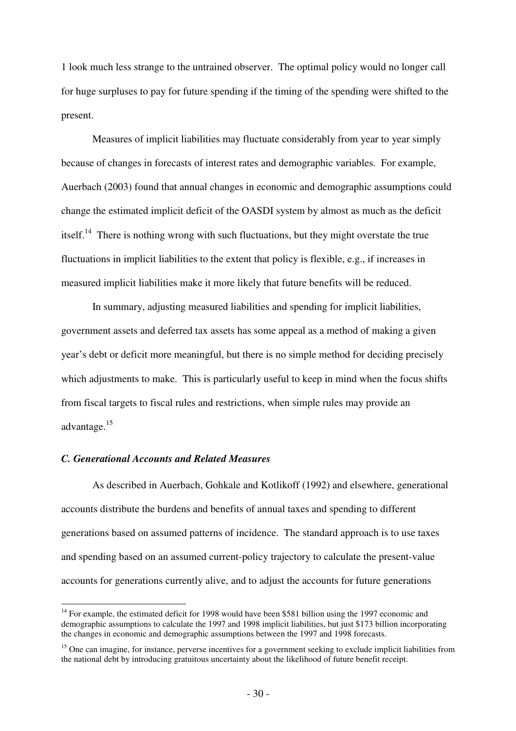1 look much less strange to the untrained observer. The optimal policy would no longer call for huge surpluses to pay for future spending if the timing of the spending were shifted to the present.

Measures of implicit liabilities may fluctuate considerably from year to year simply because of changes in forecasts of interest rates and demographic variables. For example, Auerbach (2003) found that annual changes in economic and demographic assumptions could change the estimated implicit deficit of the OASDI system by almost as much as the deficit itself.[14] There is nothing wrong with such fluctuations, but they might overstate the true fluctuations in implicit liabilities to the extent that policy is flexible, e.g., if increases in measured implicit liabilities make it more likely that future benefits will be reduced.

In summary, adjusting measured liabilities and spending for implicit liabilities, government assets and deferred tax assets has some appeal as a method of making a given year's debt or deficit more meaningful, but there is no simple method for deciding precisely which adjustments to make. This is particularly useful to keep in mind when the focus shifts from fiscal targets to fiscal rules and restrictions, when simple rules may provide an advantage.[15]

### *C. Generational Accounts and Related Measures*

As described in Auerbach, Gohkale and Kotlikoff (1992) and elsewhere, generational accounts distribute the burdens and benefits of annual taxes and spending to different generations based on assumed patterns of incidence. The standard approach is to use taxes and spending based on an assumed current-policy trajectory to calculate the present-value accounts for generations currently alive, and to adjust the accounts for future generations

---

[14] For example, the estimated deficit for 1998 would have been \$581 billion using the 1997 economic and demographic assumptions to calculate the 1997 and 1998 implicit liabilities, but just \$173 billion incorporating the changes in economic and demographic assumptions between the 1997 and 1998 forecasts.

[15] One can imagine, for instance, perverse incentives for a government seeking to exclude implicit liabilities from the national debt by introducing gratuitous uncertainty about the likelihood of future benefit receipt.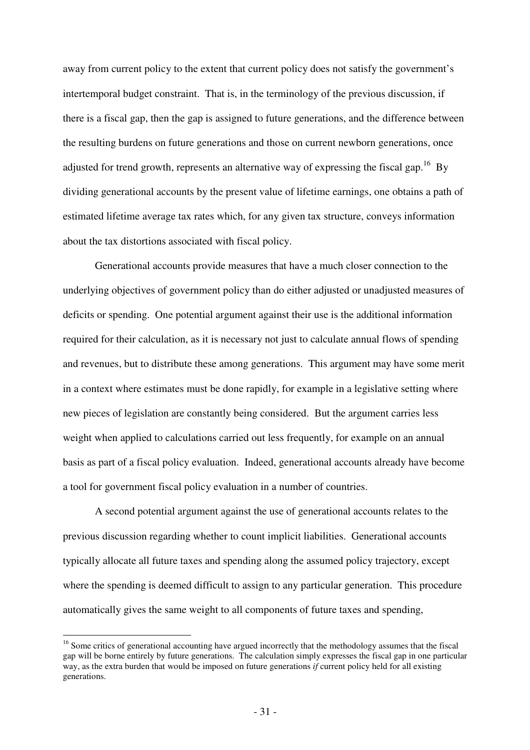away from current policy to the extent that current policy does not satisfy the government's intertemporal budget constraint. That is, in the terminology of the previous discussion, if there is a fiscal gap, then the gap is assigned to future generations, and the difference between the resulting burdens on future generations and those on current newborn generations, once adjusted for trend growth, represents an alternative way of expressing the fiscal gap.[16] By dividing generational accounts by the present value of lifetime earnings, one obtains a path of estimated lifetime average tax rates which, for any given tax structure, conveys information about the tax distortions associated with fiscal policy.

Generational accounts provide measures that have a much closer connection to the underlying objectives of government policy than do either adjusted or unadjusted measures of deficits or spending. One potential argument against their use is the additional information required for their calculation, as it is necessary not just to calculate annual flows of spending and revenues, but to distribute these among generations. This argument may have some merit in a context where estimates must be done rapidly, for example in a legislative setting where new pieces of legislation are constantly being considered. But the argument carries less weight when applied to calculations carried out less frequently, for example on an annual basis as part of a fiscal policy evaluation. Indeed, generational accounts already have become a tool for government fiscal policy evaluation in a number of countries.

A second potential argument against the use of generational accounts relates to the previous discussion regarding whether to count implicit liabilities. Generational accounts typically allocate all future taxes and spending along the assumed policy trajectory, except where the spending is deemed difficult to assign to any particular generation. This procedure automatically gives the same weight to all components of future taxes and spending,

[16] Some critics of generational accounting have argued incorrectly that the methodology assumes that the fiscal gap will be borne entirely by future generations. The calculation simply expresses the fiscal gap in one particular way, as the extra burden that would be imposed on future generations *if* current policy held for all existing generations.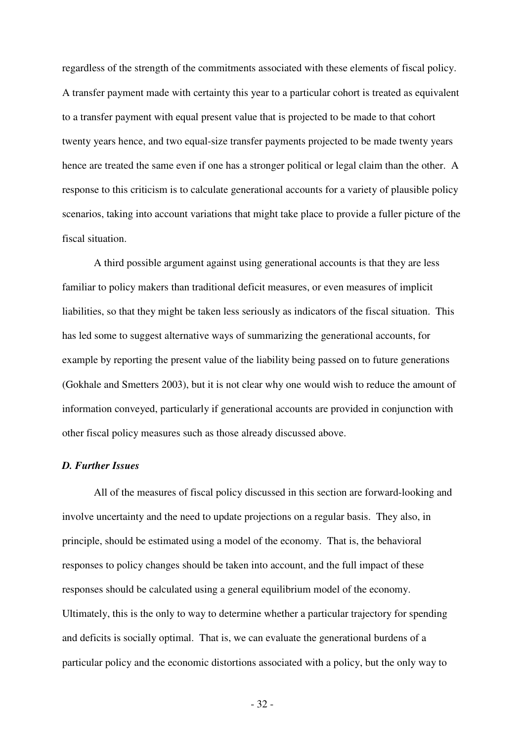regardless of the strength of the commitments associated with these elements of fiscal policy. A transfer payment made with certainty this year to a particular cohort is treated as equivalent to a transfer payment with equal present value that is projected to be made to that cohort twenty years hence, and two equal-size transfer payments projected to be made twenty years hence are treated the same even if one has a stronger political or legal claim than the other. A response to this criticism is to calculate generational accounts for a variety of plausible policy scenarios, taking into account variations that might take place to provide a fuller picture of the fiscal situation.

A third possible argument against using generational accounts is that they are less familiar to policy makers than traditional deficit measures, or even measures of implicit liabilities, so that they might be taken less seriously as indicators of the fiscal situation. This has led some to suggest alternative ways of summarizing the generational accounts, for example by reporting the present value of the liability being passed on to future generations (Gokhale and Smetters 2003), but it is not clear why one would wish to reduce the amount of information conveyed, particularly if generational accounts are provided in conjunction with other fiscal policy measures such as those already discussed above.

### *D. Further Issues*

All of the measures of fiscal policy discussed in this section are forward-looking and involve uncertainty and the need to update projections on a regular basis. They also, in principle, should be estimated using a model of the economy. That is, the behavioral responses to policy changes should be taken into account, and the full impact of these responses should be calculated using a general equilibrium model of the economy. Ultimately, this is the only to way to determine whether a particular trajectory for spending and deficits is socially optimal. That is, we can evaluate the generational burdens of a particular policy and the economic distortions associated with a policy, but the only way to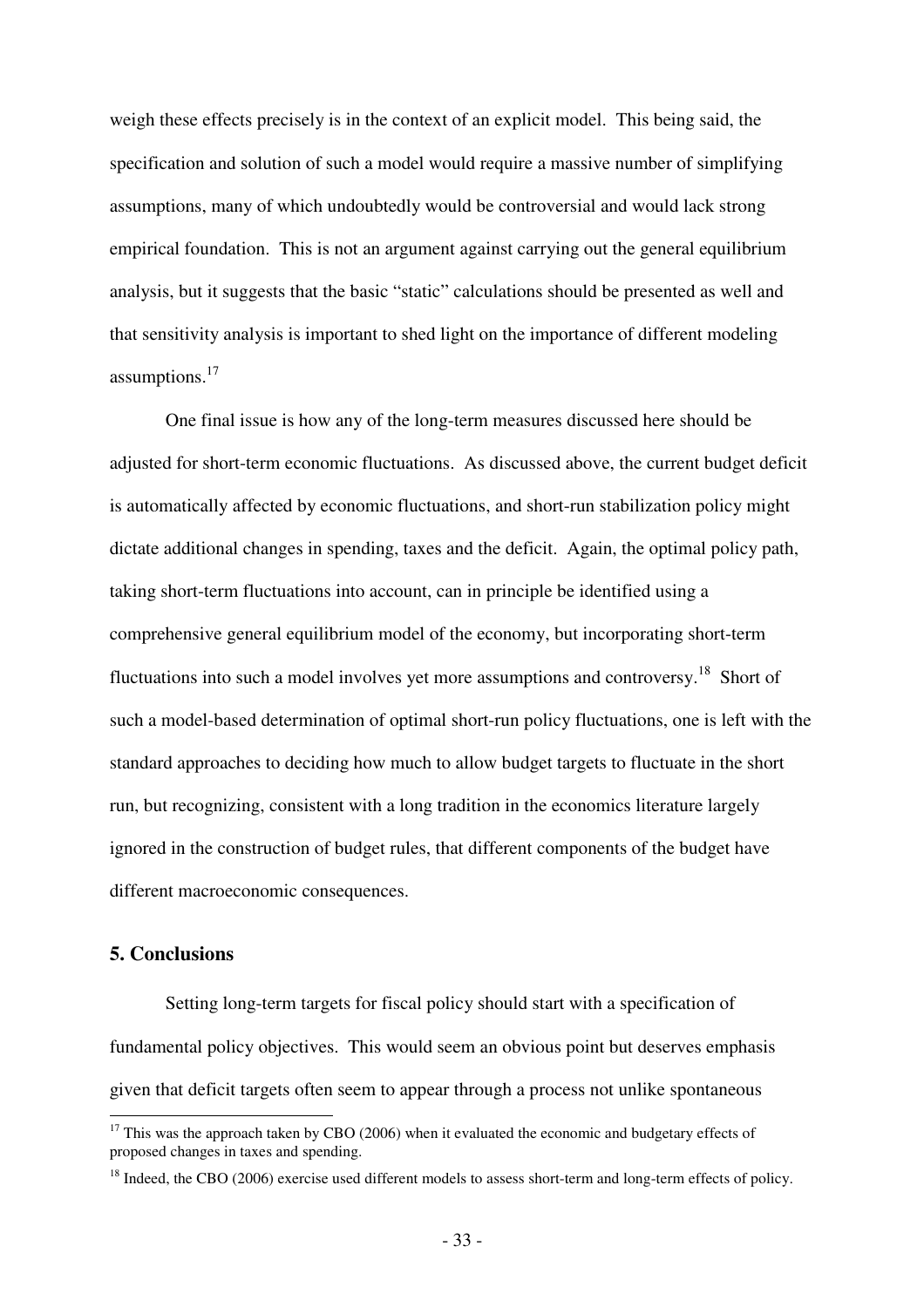weigh these effects precisely is in the context of an explicit model. This being said, the specification and solution of such a model would require a massive number of simplifying assumptions, many of which undoubtedly would be controversial and would lack strong empirical foundation. This is not an argument against carrying out the general equilibrium analysis, but it suggests that the basic "static" calculations should be presented as well and that sensitivity analysis is important to shed light on the importance of different modeling assumptions.[17]

One final issue is how any of the long-term measures discussed here should be adjusted for short-term economic fluctuations. As discussed above, the current budget deficit is automatically affected by economic fluctuations, and short-run stabilization policy might dictate additional changes in spending, taxes and the deficit. Again, the optimal policy path, taking short-term fluctuations into account, can in principle be identified using a comprehensive general equilibrium model of the economy, but incorporating short-term fluctuations into such a model involves yet more assumptions and controversy.[18] Short of such a model-based determination of optimal short-run policy fluctuations, one is left with the standard approaches to deciding how much to allow budget targets to fluctuate in the short run, but recognizing, consistent with a long tradition in the economics literature largely ignored in the construction of budget rules, that different components of the budget have different macroeconomic consequences.

## 5. Conclusions

Setting long-term targets for fiscal policy should start with a specification of fundamental policy objectives. This would seem an obvious point but deserves emphasis given that deficit targets often seem to appear through a process not unlike spontaneous

[17] This was the approach taken by CBO (2006) when it evaluated the economic and budgetary effects of proposed changes in taxes and spending.

[18] Indeed, the CBO (2006) exercise used different models to assess short-term and long-term effects of policy.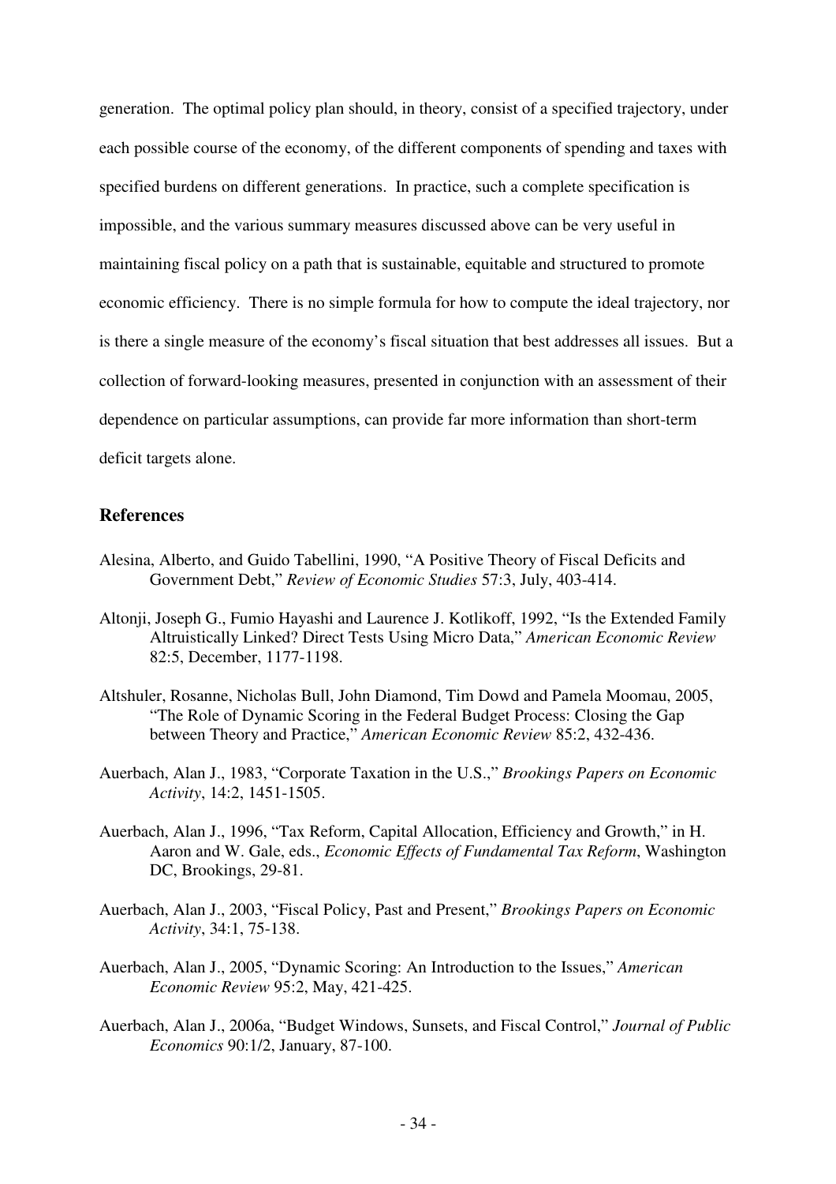generation. The optimal policy plan should, in theory, consist of a specified trajectory, under each possible course of the economy, of the different components of spending and taxes with specified burdens on different generations. In practice, such a complete specification is impossible, and the various summary measures discussed above can be very useful in maintaining fiscal policy on a path that is sustainable, equitable and structured to promote economic efficiency. There is no simple formula for how to compute the ideal trajectory, nor is there a single measure of the economy's fiscal situation that best addresses all issues. But a collection of forward-looking measures, presented in conjunction with an assessment of their dependence on particular assumptions, can provide far more information than short-term deficit targets alone.

## References

Alesina, Alberto, and Guido Tabellini, 1990, "A Positive Theory of Fiscal Deficits and Government Debt," *Review of Economic Studies* 57:3, July, 403-414.

Altonji, Joseph G., Fumio Hayashi and Laurence J. Kotlikoff, 1992, "Is the Extended Family Altruistically Linked? Direct Tests Using Micro Data," *American Economic Review* 82:5, December, 1177-1198.

Altshuler, Rosanne, Nicholas Bull, John Diamond, Tim Dowd and Pamela Moomau, 2005, "The Role of Dynamic Scoring in the Federal Budget Process: Closing the Gap between Theory and Practice," *American Economic Review* 85:2, 432-436.

Auerbach, Alan J., 1983, "Corporate Taxation in the U.S.," *Brookings Papers on Economic Activity*, 14:2, 1451-1505.

Auerbach, Alan J., 1996, "Tax Reform, Capital Allocation, Efficiency and Growth," in H. Aaron and W. Gale, eds., *Economic Effects of Fundamental Tax Reform*, Washington DC, Brookings, 29-81.

Auerbach, Alan J., 2003, "Fiscal Policy, Past and Present," *Brookings Papers on Economic Activity*, 34:1, 75-138.

Auerbach, Alan J., 2005, "Dynamic Scoring: An Introduction to the Issues," *American Economic Review* 95:2, May, 421-425.

Auerbach, Alan J., 2006a, "Budget Windows, Sunsets, and Fiscal Control," *Journal of Public Economics* 90:1/2, January, 87-100.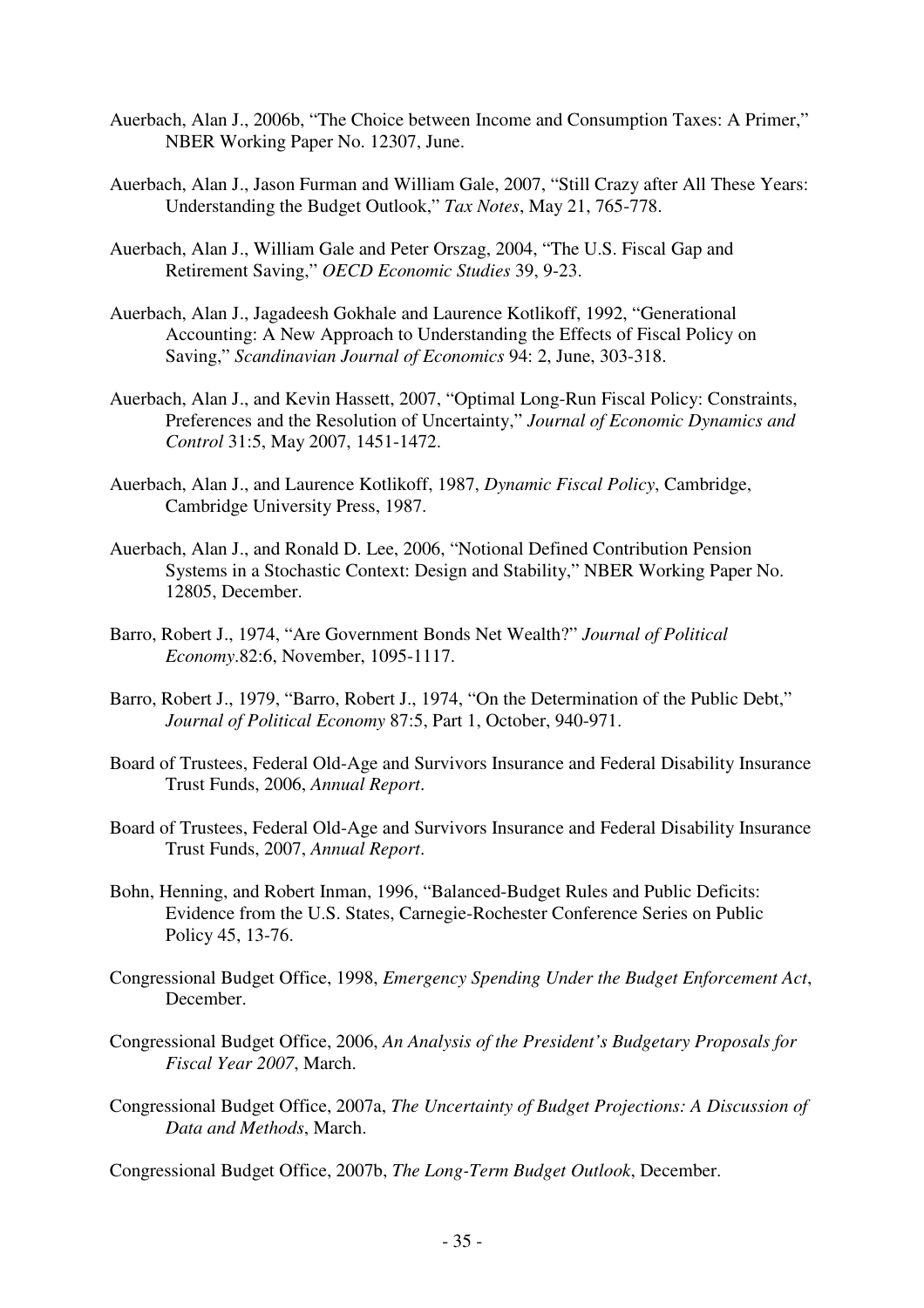Auerbach, Alan J., 2006b, "The Choice between Income and Consumption Taxes: A Primer," NBER Working Paper No. 12307, June.

Auerbach, Alan J., Jason Furman and William Gale, 2007, "Still Crazy after All These Years: Understanding the Budget Outlook," *Tax Notes*, May 21, 765-778.

Auerbach, Alan J., William Gale and Peter Orszag, 2004, "The U.S. Fiscal Gap and Retirement Saving," *OECD Economic Studies* 39, 9-23.

Auerbach, Alan J., Jagadeesh Gokhale and Laurence Kotlikoff, 1992, "Generational Accounting: A New Approach to Understanding the Effects of Fiscal Policy on Saving," *Scandinavian Journal of Economics* 94: 2, June, 303-318.

Auerbach, Alan J., and Kevin Hassett, 2007, "Optimal Long-Run Fiscal Policy: Constraints, Preferences and the Resolution of Uncertainty," *Journal of Economic Dynamics and Control* 31:5, May 2007, 1451-1472.

Auerbach, Alan J., and Laurence Kotlikoff, 1987, *Dynamic Fiscal Policy*, Cambridge, Cambridge University Press, 1987.

Auerbach, Alan J., and Ronald D. Lee, 2006, "Notional Defined Contribution Pension Systems in a Stochastic Context: Design and Stability," NBER Working Paper No. 12805, December.

Barro, Robert J., 1974, "Are Government Bonds Net Wealth?" *Journal of Political Economy*.82:6, November, 1095-1117.

Barro, Robert J., 1979, "Barro, Robert J., 1974, "On the Determination of the Public Debt," *Journal of Political Economy* 87:5, Part 1, October, 940-971.

Board of Trustees, Federal Old-Age and Survivors Insurance and Federal Disability Insurance Trust Funds, 2006, *Annual Report*.

Board of Trustees, Federal Old-Age and Survivors Insurance and Federal Disability Insurance Trust Funds, 2007, *Annual Report*.

Bohn, Henning, and Robert Inman, 1996, "Balanced-Budget Rules and Public Deficits: Evidence from the U.S. States, Carnegie-Rochester Conference Series on Public Policy 45, 13-76.

Congressional Budget Office, 1998, *Emergency Spending Under the Budget Enforcement Act*, December.

Congressional Budget Office, 2006, *An Analysis of the President's Budgetary Proposals for Fiscal Year 2007*, March.

Congressional Budget Office, 2007a, *The Uncertainty of Budget Projections: A Discussion of Data and Methods*, March.

Congressional Budget Office, 2007b, *The Long-Term Budget Outlook*, December.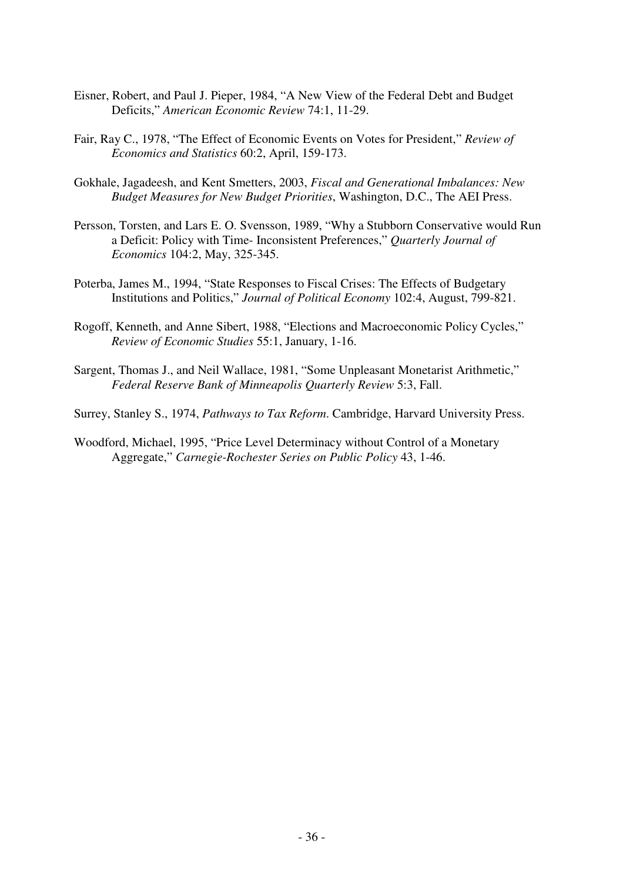Eisner, Robert, and Paul J. Pieper, 1984, "A New View of the Federal Debt and Budget Deficits," *American Economic Review* 74:1, 11-29.

Fair, Ray C., 1978, "The Effect of Economic Events on Votes for President," *Review of Economics and Statistics* 60:2, April, 159-173.

Gokhale, Jagadeesh, and Kent Smetters, 2003, *Fiscal and Generational Imbalances: New Budget Measures for New Budget Priorities*, Washington, D.C., The AEI Press.

Persson, Torsten, and Lars E. O. Svensson, 1989, "Why a Stubborn Conservative would Run a Deficit: Policy with Time- Inconsistent Preferences," *Quarterly Journal of Economics* 104:2, May, 325-345.

Poterba, James M., 1994, "State Responses to Fiscal Crises: The Effects of Budgetary Institutions and Politics," *Journal of Political Economy* 102:4, August, 799-821.

Rogoff, Kenneth, and Anne Sibert, 1988, "Elections and Macroeconomic Policy Cycles," *Review of Economic Studies* 55:1, January, 1-16.

Sargent, Thomas J., and Neil Wallace, 1981, "Some Unpleasant Monetarist Arithmetic," *Federal Reserve Bank of Minneapolis Quarterly Review* 5:3, Fall.

Surrey, Stanley S., 1974, *Pathways to Tax Reform*. Cambridge, Harvard University Press.

Woodford, Michael, 1995, "Price Level Determinacy without Control of a Monetary Aggregate," *Carnegie-Rochester Series on Public Policy* 43, 1-46.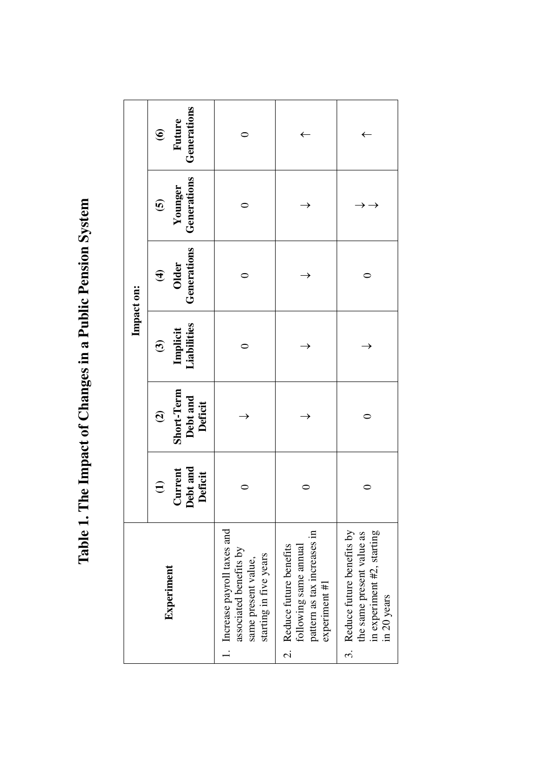# Table 1. The Impact of Changes in a Public Pension System

| Experiment | Impact on: | | | | | |
|---|---|---|---|---|---|---|
| | (1) Current Debt and Deficit | (2) Short-Term Debt and Deficit | (3) Implicit Liabilities | (4) Older Generations | (5) Younger Generations | (6) Future Generations |
| 1. Increase payroll taxes and associated benefits by same present value, starting in five years | 0 | ↓ | 0 | 0 | 0 | 0 |
| 2. Reduce future benefits following same annual pattern as tax increases in experiment #1 | 0 | ↓ | ↓ | ↓ | ↓ | ↑ |
| 3. Reduce future benefits by the same present value as in experiment #2, starting in 20 years | 0 | 0 | ↓ | 0 | ↓↓ | ↑ |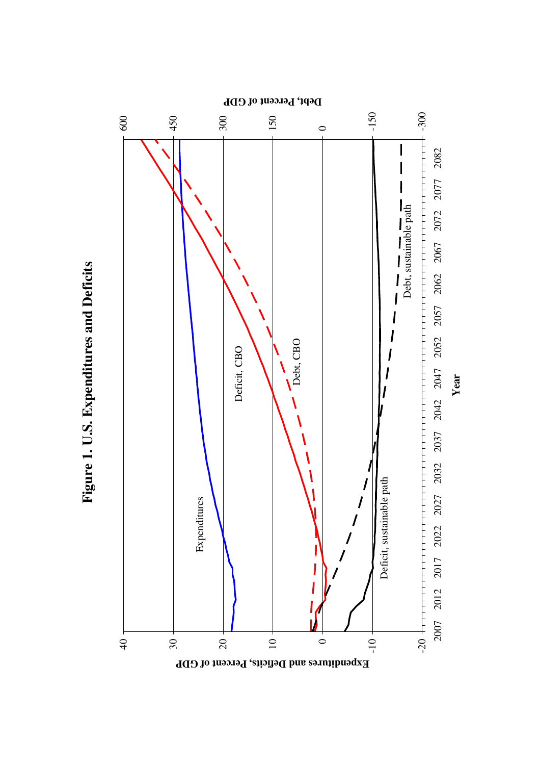# Figure 1. U.S. Expenditures and Deficits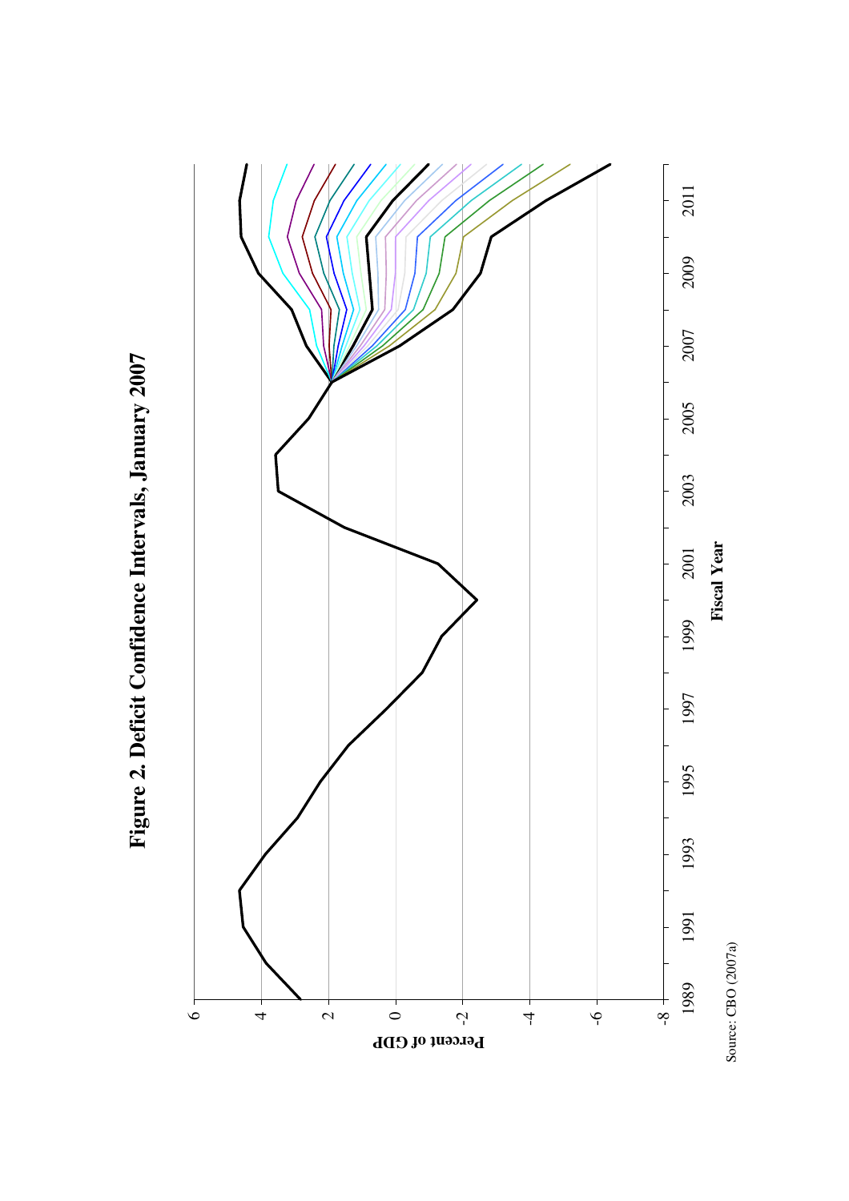# Figure 2. Deficit Confidence Intervals, January 2007

Percent of GDP

6
4
2
0
-2
-4
-6
-8

1989
1991
1993
1995
1997
1999
2001
2003
2005
2007
2009
2011

Fiscal Year

Source: CBO (2007a)